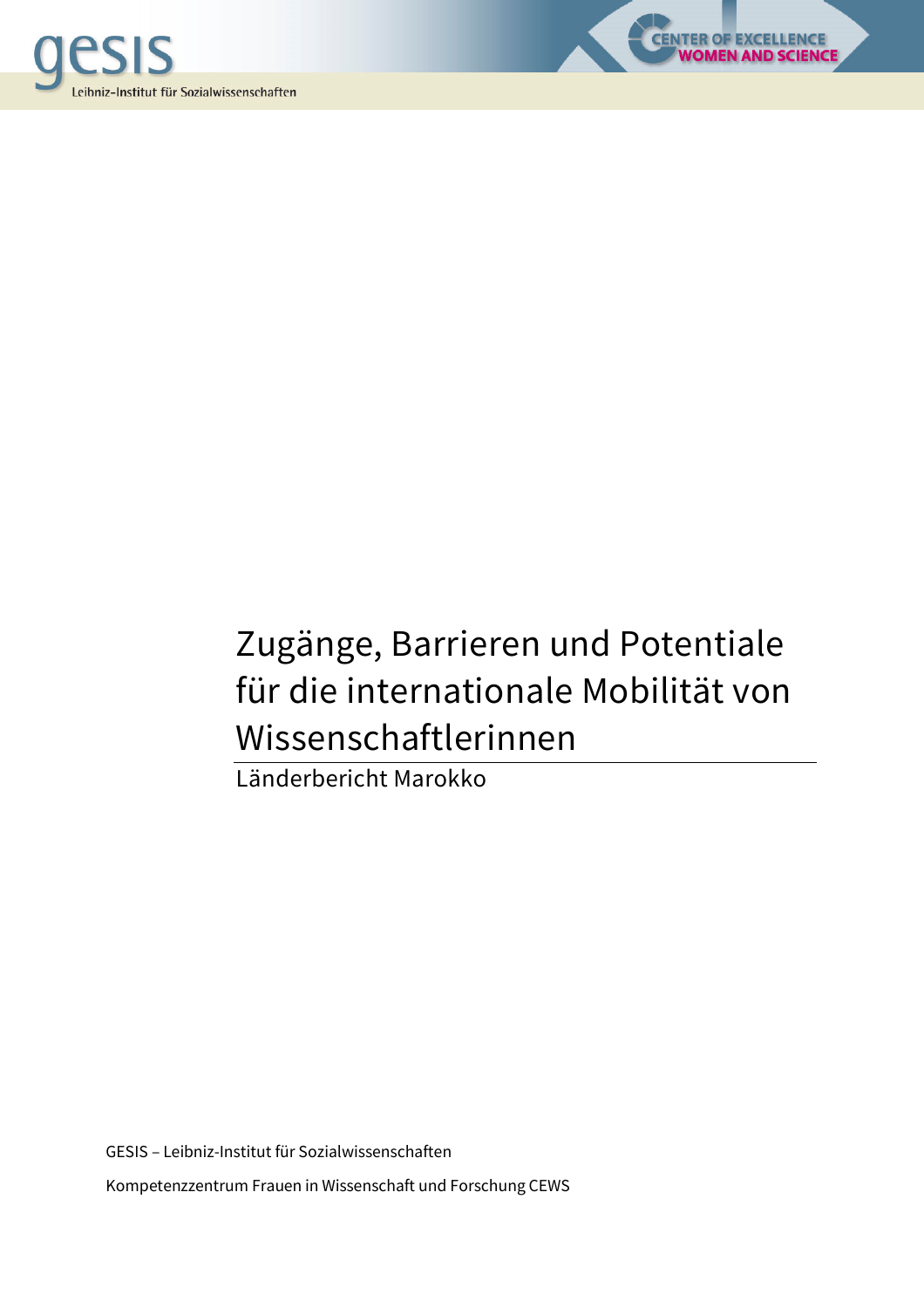# Zugänge, Barrieren und Potentiale für die internationale Mobilität von Wissenschaftlerinnen

Länderbericht Marokko

GESIS – Leibniz-Institut für Sozialwissenschaften

Kompetenzzentrum Frauen in Wissenschaft und Forschung CEWS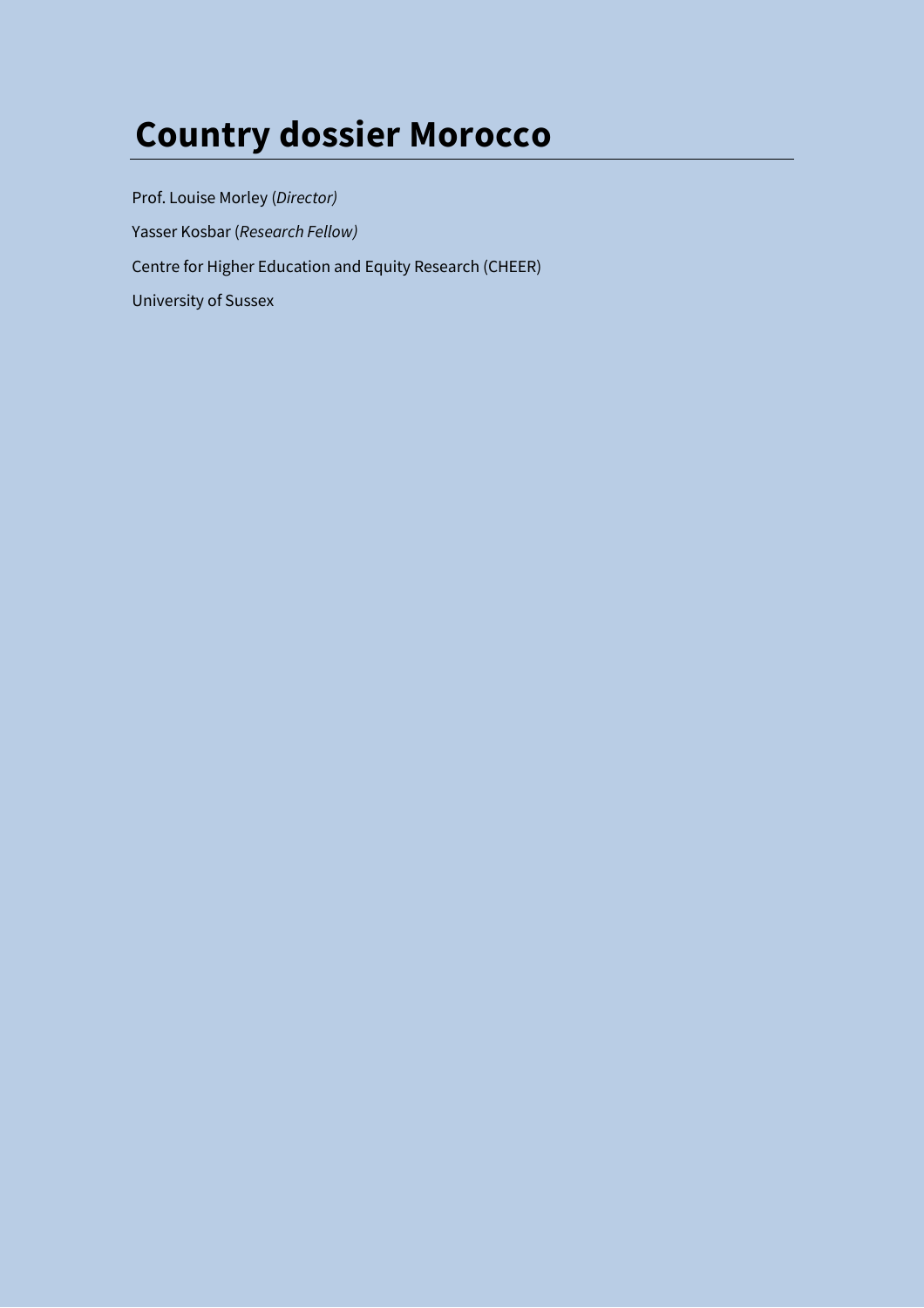# Country dossier Morocco

Prof. Louise Morley (*Director)*

Yasser Kosbar (*Research Fellow)*

Centre for Higher Education and Equity Research (CHEER)

University of Sussex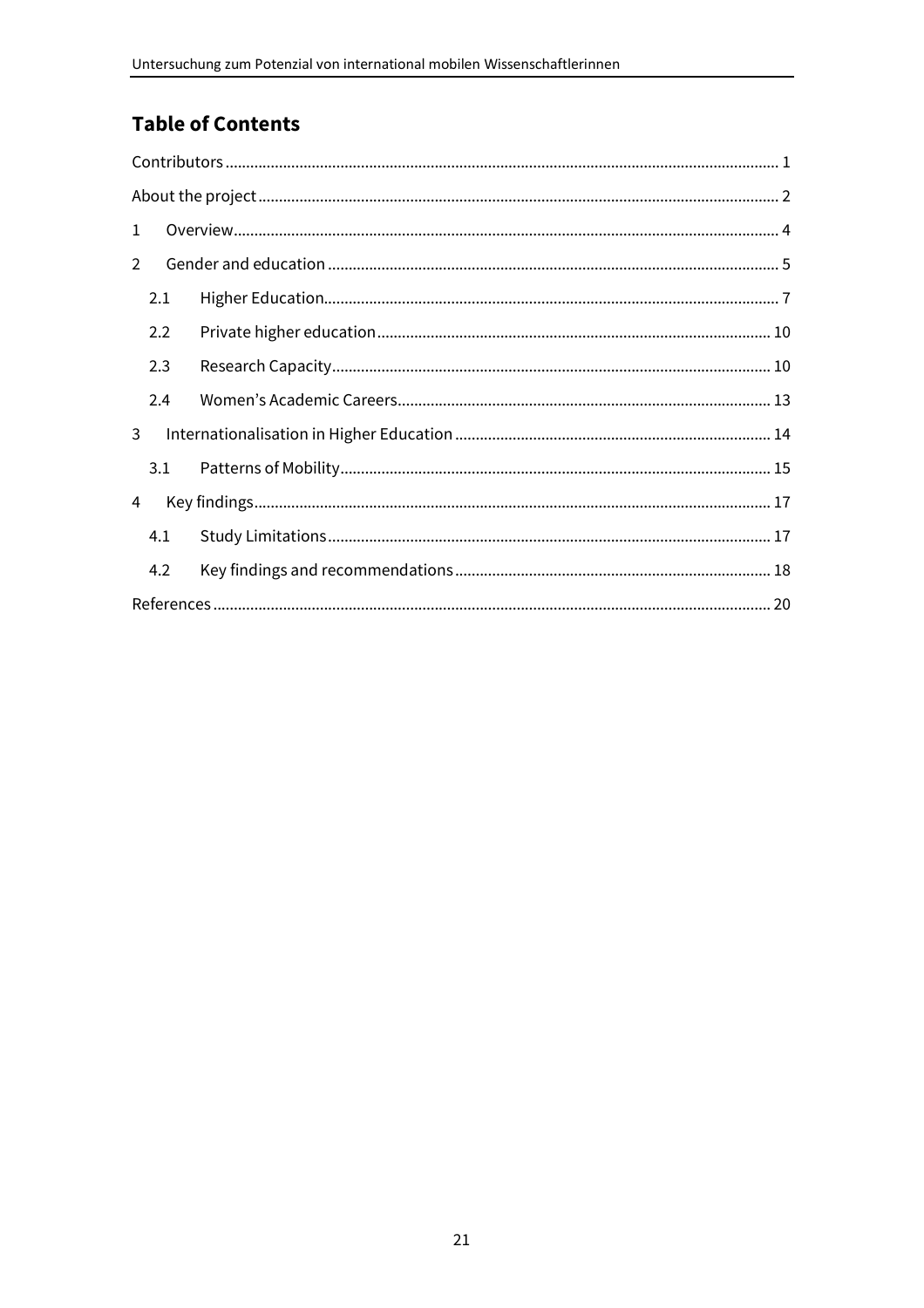## Table of Contents

Contributors ..................................................................................................................... 1

About the project ............................................................................................................... 2

1 Overview ........................................................................................................................ 4

2 Gender and education ................................................................................................... 5

2.1 Higher Education ..................................................................................................... 7

2.2 Private higher education ......................................................................................... 10

2.3 Research Capacity .................................................................................................. 10

2.4 Women's Academic Careers .................................................................................... 13

3 Internationalisation in Higher Education ...................................................................... 14

3.1 Patterns of Mobility ................................................................................................. 15

4 Key findings .................................................................................................................. 17

4.1 Study Limitations .................................................................................................... 17

4.2 Key findings and recommendations ........................................................................ 18

References ....................................................................................................................... 20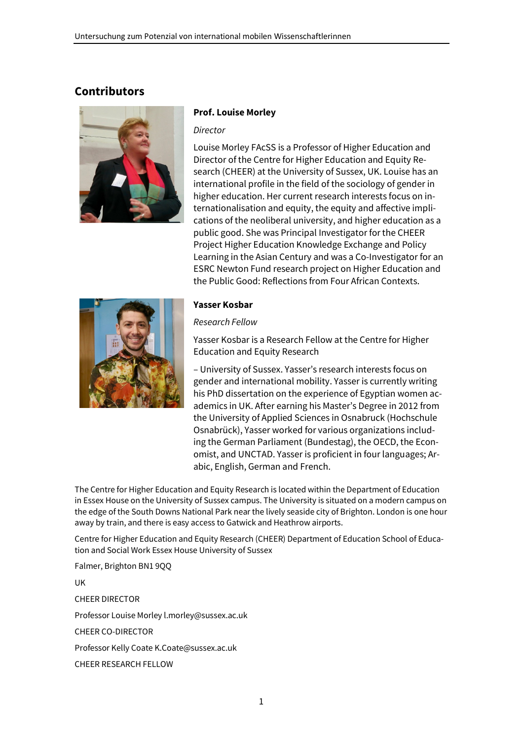## Contributors

**Prof. Louise Morley**

*Director*

Louise Morley FAcSS is a Professor of Higher Education and Director of the Centre for Higher Education and Equity Research (CHEER) at the University of Sussex, UK. Louise has an international profile in the field of the sociology of gender in higher education. Her current research interests focus on internationalisation and equity, the equity and affective implications of the neoliberal university, and higher education as a public good. She was Principal Investigator for the CHEER Project Higher Education Knowledge Exchange and Policy Learning in the Asian Century and was a Co-Investigator for an ESRC Newton Fund research project on Higher Education and the Public Good: Reflections from Four African Contexts.

**Yasser Kosbar**

*Research Fellow*

Yasser Kosbar is a Research Fellow at the Centre for Higher Education and Equity Research

– University of Sussex. Yasser's research interests focus on gender and international mobility. Yasser is currently writing his PhD dissertation on the experience of Egyptian women academics in UK. After earning his Master's Degree in 2012 from the University of Applied Sciences in Osnabruck (Hochschule Osnabrück), Yasser worked for various organizations including the German Parliament (Bundestag), the OECD, the Economist, and UNCTAD. Yasser is proficient in four languages; Arabic, English, German and French.

The Centre for Higher Education and Equity Research is located within the Department of Education in Essex House on the University of Sussex campus. The University is situated on a modern campus on the edge of the South Downs National Park near the lively seaside city of Brighton. London is one hour away by train, and there is easy access to Gatwick and Heathrow airports.

Centre for Higher Education and Equity Research (CHEER) Department of Education School of Education and Social Work Essex House University of Sussex

Falmer, Brighton BN1 9QQ

UK

CHEER DIRECTOR

Professor Louise Morley l.morley@sussex.ac.uk

CHEER CO-DIRECTOR

Professor Kelly Coate K.Coate@sussex.ac.uk

CHEER RESEARCH FELLOW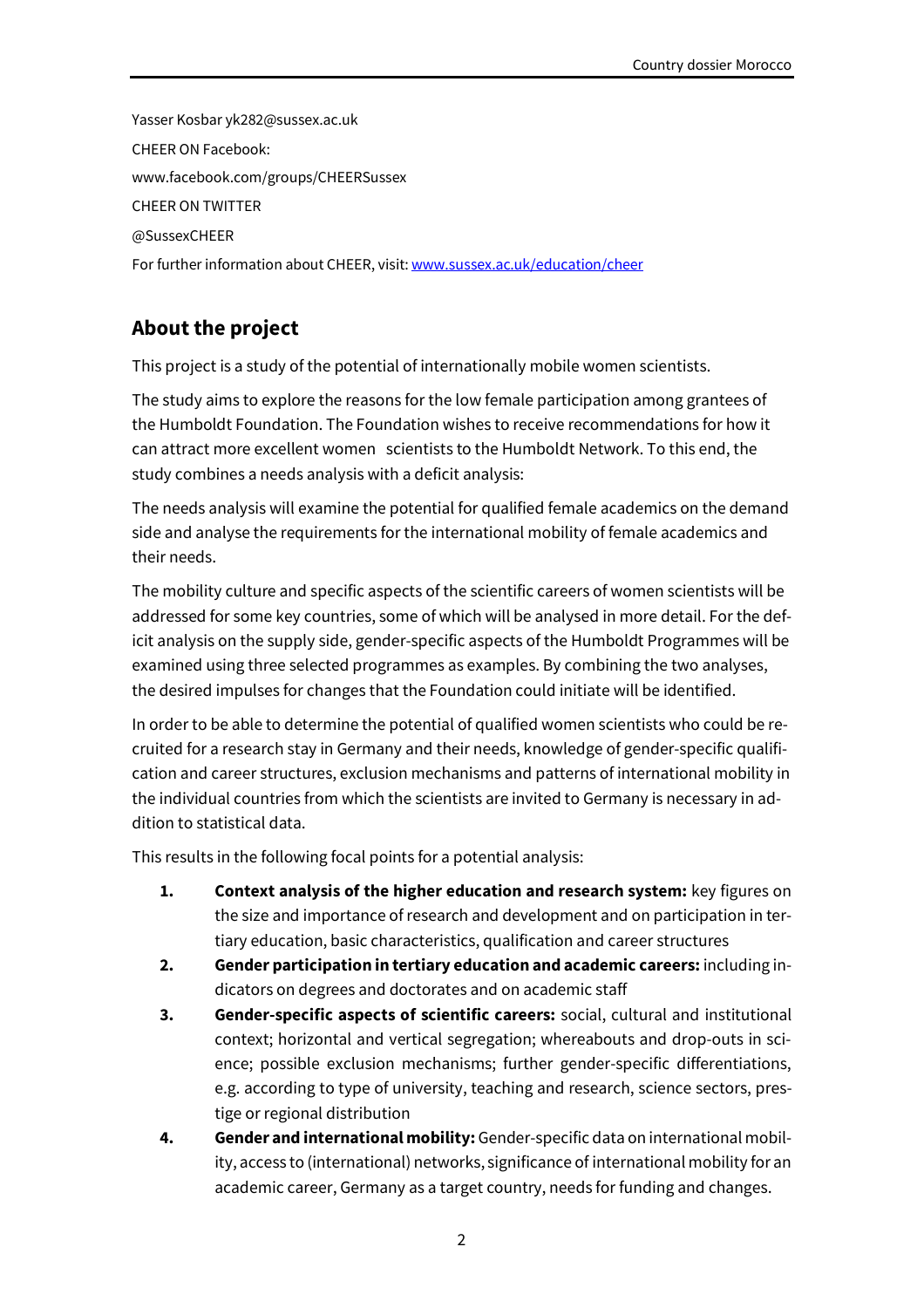Yasser Kosbar yk282@sussex.ac.uk

CHEER ON Facebook:

www.facebook.com/groups/CHEERSussex

CHEER ON TWITTER

@SussexCHEER

For further information about CHEER, visit: [www.sussex.ac.uk/education/cheer](www.sussex.ac.uk/education/cheer)

## About the project

This project is a study of the potential of internationally mobile women scientists.

The study aims to explore the reasons for the low female participation among grantees of the Humboldt Foundation. The Foundation wishes to receive recommendations for how it can attract more excellent women scientists to the Humboldt Network. To this end, the study combines a needs analysis with a deficit analysis:

The needs analysis will examine the potential for qualified female academics on the demand side and analyse the requirements for the international mobility of female academics and their needs.

The mobility culture and specific aspects of the scientific careers of women scientists will be addressed for some key countries, some of which will be analysed in more detail. For the deficit analysis on the supply side, gender-specific aspects of the Humboldt Programmes will be examined using three selected programmes as examples. By combining the two analyses, the desired impulses for changes that the Foundation could initiate will be identified.

In order to be able to determine the potential of qualified women scientists who could be recruited for a research stay in Germany and their needs, knowledge of gender-specific qualification and career structures, exclusion mechanisms and patterns of international mobility in the individual countries from which the scientists are invited to Germany is necessary in addition to statistical data.

This results in the following focal points for a potential analysis:

1. **Context analysis of the higher education and research system:** key figures on the size and importance of research and development and on participation in tertiary education, basic characteristics, qualification and career structures
2. **Gender participation in tertiary education and academic careers:** including indicators on degrees and doctorates and on academic staff
3. **Gender-specific aspects of scientific careers:** social, cultural and institutional context; horizontal and vertical segregation; whereabouts and drop-outs in science; possible exclusion mechanisms; further gender-specific differentiations, e.g. according to type of university, teaching and research, science sectors, prestige or regional distribution
4. **Gender and international mobility:** Gender-specific data on international mobility, access to (international) networks, significance of international mobility for an academic career, Germany as a target country, needs for funding and changes.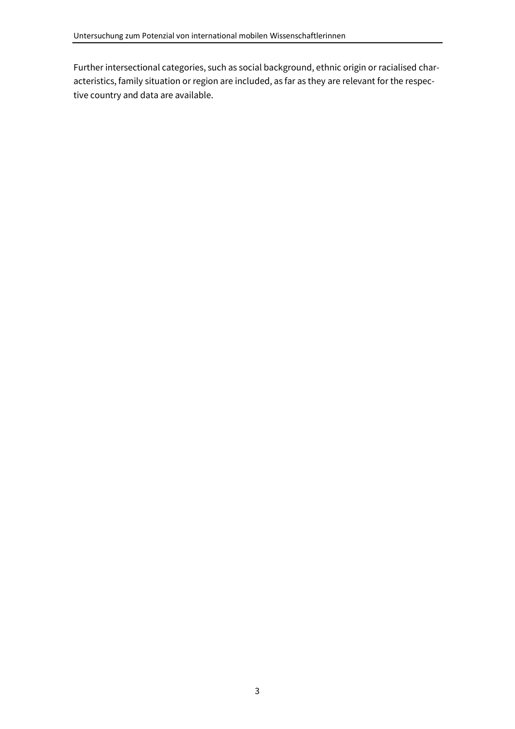Further intersectional categories, such as social background, ethnic origin or racialised characteristics, family situation or region are included, as far as they are relevant for the respective country and data are available.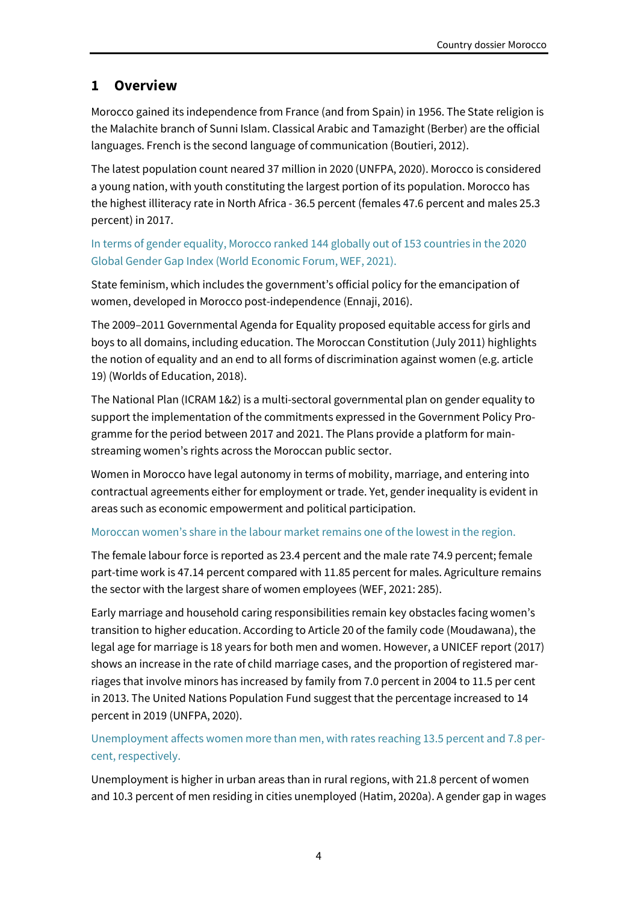# 1 Overview

Morocco gained its independence from France (and from Spain) in 1956. The State religion is the Malachite branch of Sunni Islam. Classical Arabic and Tamazight (Berber) are the official languages. French is the second language of communication (Boutieri, 2012).

The latest population count neared 37 million in 2020 (UNFPA, 2020). Morocco is considered a young nation, with youth constituting the largest portion of its population. Morocco has the highest illiteracy rate in North Africa - 36.5 percent (females 47.6 percent and males 25.3 percent) in 2017.

In terms of gender equality, Morocco ranked 144 globally out of 153 countries in the 2020 Global Gender Gap Index (World Economic Forum, WEF, 2021).

State feminism, which includes the government's official policy for the emancipation of women, developed in Morocco post-independence (Ennaji, 2016).

The 2009–2011 Governmental Agenda for Equality proposed equitable access for girls and boys to all domains, including education. The Moroccan Constitution (July 2011) highlights the notion of equality and an end to all forms of discrimination against women (e.g. article 19) (Worlds of Education, 2018).

The National Plan (ICRAM 1&2) is a multi-sectoral governmental plan on gender equality to support the implementation of the commitments expressed in the Government Policy Programme for the period between 2017 and 2021. The Plans provide a platform for mainstreaming women's rights across the Moroccan public sector.

Women in Morocco have legal autonomy in terms of mobility, marriage, and entering into contractual agreements either for employment or trade. Yet, gender inequality is evident in areas such as economic empowerment and political participation.

Moroccan women's share in the labour market remains one of the lowest in the region.

The female labour force is reported as 23.4 percent and the male rate 74.9 percent; female part-time work is 47.14 percent compared with 11.85 percent for males. Agriculture remains the sector with the largest share of women employees (WEF, 2021: 285).

Early marriage and household caring responsibilities remain key obstacles facing women's transition to higher education. According to Article 20 of the family code (Moudawana), the legal age for marriage is 18 years for both men and women. However, a UNICEF report (2017) shows an increase in the rate of child marriage cases, and the proportion of registered marriages that involve minors has increased by family from 7.0 percent in 2004 to 11.5 per cent in 2013. The United Nations Population Fund suggest that the percentage increased to 14 percent in 2019 (UNFPA, 2020).

Unemployment affects women more than men, with rates reaching 13.5 percent and 7.8 percent, respectively.

Unemployment is higher in urban areas than in rural regions, with 21.8 percent of women and 10.3 percent of men residing in cities unemployed (Hatim, 2020a). A gender gap in wages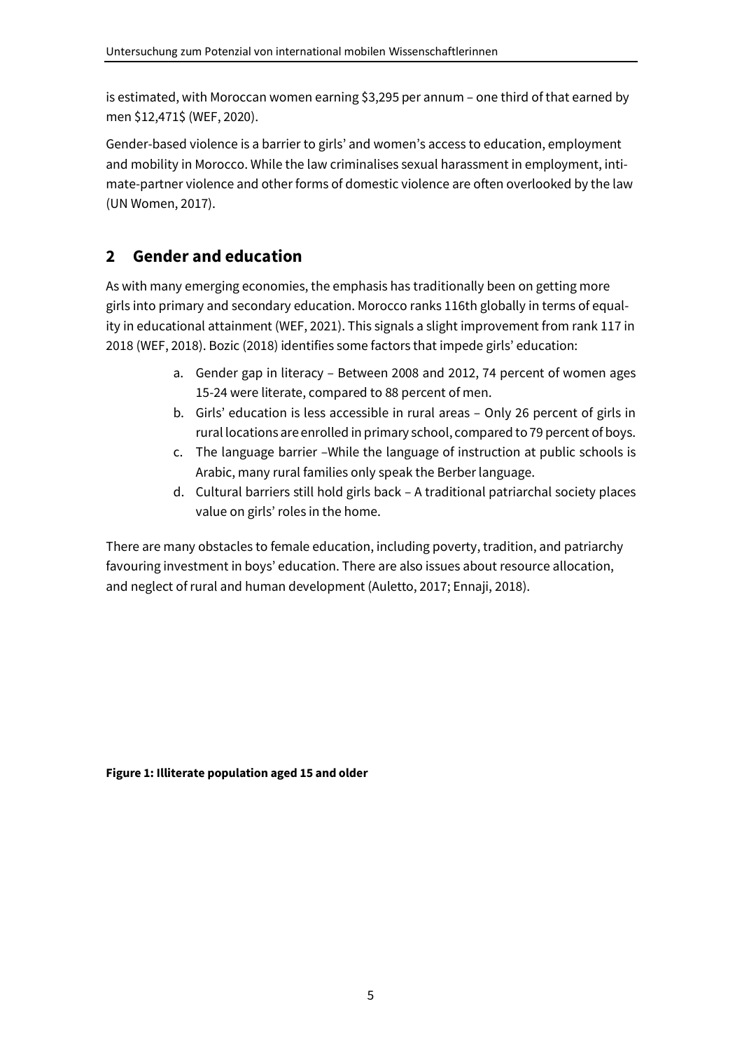is estimated, with Moroccan women earning $3,295 per annum – one third of that earned by men $12,471$ (WEF, 2020).

Gender-based violence is a barrier to girls' and women's access to education, employment and mobility in Morocco. While the law criminalises sexual harassment in employment, intimate-partner violence and other forms of domestic violence are often overlooked by the law (UN Women, 2017).

## 2 Gender and education

As with many emerging economies, the emphasis has traditionally been on getting more girls into primary and secondary education. Morocco ranks 116th globally in terms of equality in educational attainment (WEF, 2021). This signals a slight improvement from rank 117 in 2018 (WEF, 2018). Bozic (2018) identifies some factors that impede girls' education:

a. Gender gap in literacy – Between 2008 and 2012, 74 percent of women ages 15-24 were literate, compared to 88 percent of men.
b. Girls' education is less accessible in rural areas – Only 26 percent of girls in rural locations are enrolled in primary school, compared to 79 percent of boys.
c. The language barrier –While the language of instruction at public schools is Arabic, many rural families only speak the Berber language.
d. Cultural barriers still hold girls back – A traditional patriarchal society places value on girls' roles in the home.

There are many obstacles to female education, including poverty, tradition, and patriarchy favouring investment in boys' education. There are also issues about resource allocation, and neglect of rural and human development (Auletto, 2017; Ennaji, 2018).

**Figure 1: Illiterate population aged 15 and older**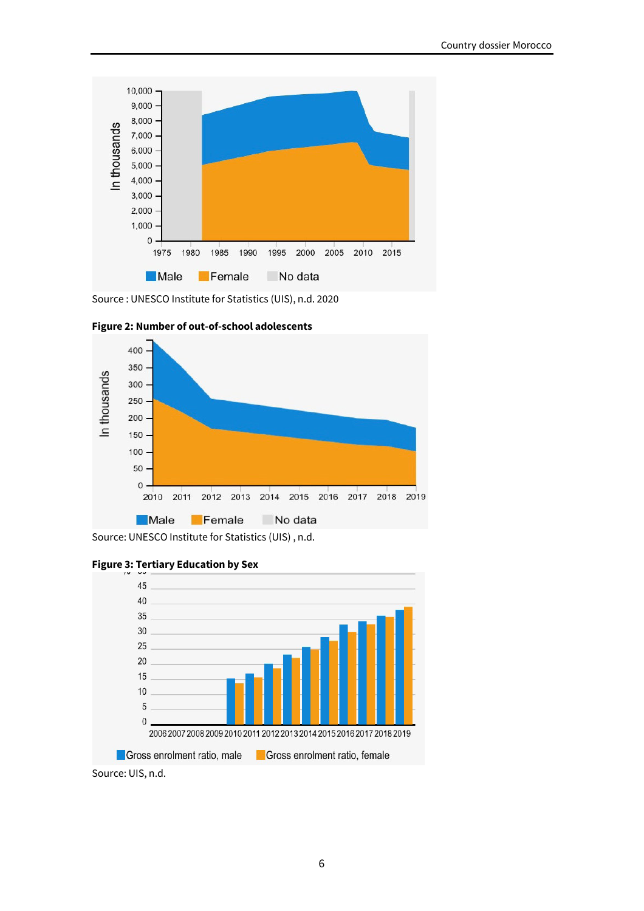Source : UNESCO Institute for Statistics (UIS), n.d. 2020

**Figure 2: Number of out-of-school adolescents**

Source: UNESCO Institute for Statistics (UIS) , n.d.

**Figure 3: Tertiary Education by Sex**

Source: UIS, n.d.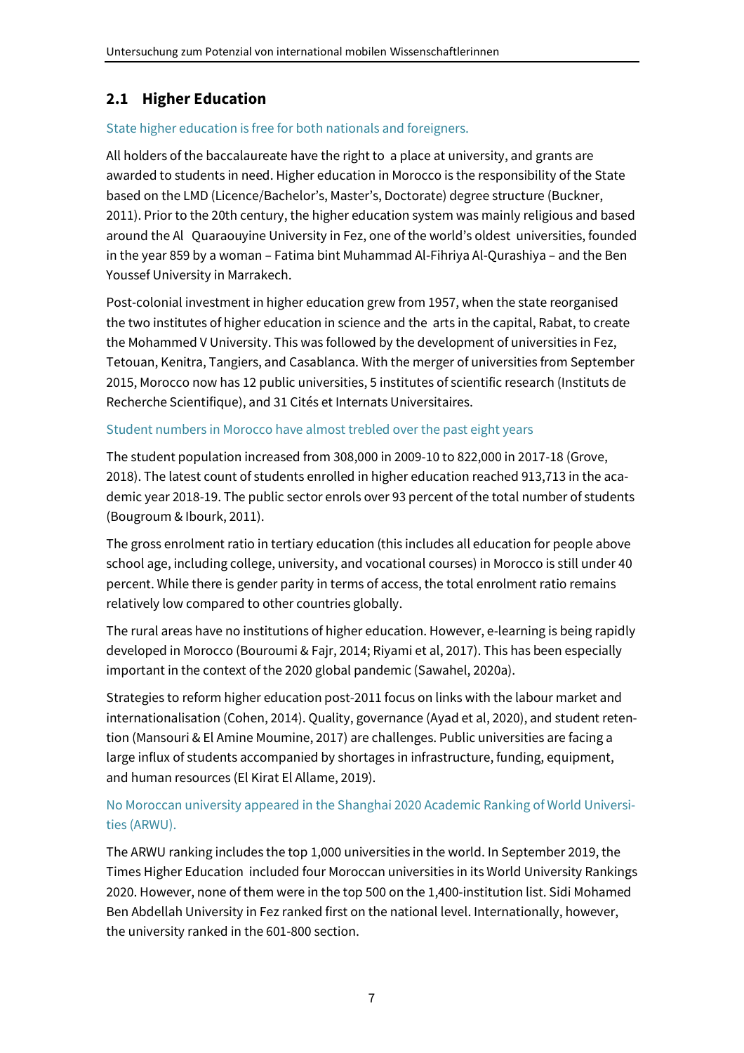## 2.1 Higher Education

State higher education is free for both nationals and foreigners.

All holders of the baccalaureate have the right to a place at university, and grants are awarded to students in need. Higher education in Morocco is the responsibility of the State based on the LMD (Licence/Bachelor's, Master's, Doctorate) degree structure (Buckner, 2011). Prior to the 20th century, the higher education system was mainly religious and based around the Al Quaraouyine University in Fez, one of the world's oldest universities, founded in the year 859 by a woman – Fatima bint Muhammad Al-Fihriya Al-Qurashiya – and the Ben Youssef University in Marrakech.

Post-colonial investment in higher education grew from 1957, when the state reorganised the two institutes of higher education in science and the arts in the capital, Rabat, to create the Mohammed V University. This was followed by the development of universities in Fez, Tetouan, Kenitra, Tangiers, and Casablanca. With the merger of universities from September 2015, Morocco now has 12 public universities, 5 institutes of scientific research (Instituts de Recherche Scientifique), and 31 Cités et Internats Universitaires.

Student numbers in Morocco have almost trebled over the past eight years

The student population increased from 308,000 in 2009-10 to 822,000 in 2017-18 (Grove, 2018). The latest count of students enrolled in higher education reached 913,713 in the academic year 2018-19. The public sector enrols over 93 percent of the total number of students (Bougroum & Ibourk, 2011).

The gross enrolment ratio in tertiary education (this includes all education for people above school age, including college, university, and vocational courses) in Morocco is still under 40 percent. While there is gender parity in terms of access, the total enrolment ratio remains relatively low compared to other countries globally.

The rural areas have no institutions of higher education. However, e-learning is being rapidly developed in Morocco (Bouroumi & Fajr, 2014; Riyami et al, 2017). This has been especially important in the context of the 2020 global pandemic (Sawahel, 2020a).

Strategies to reform higher education post-2011 focus on links with the labour market and internationalisation (Cohen, 2014). Quality, governance (Ayad et al, 2020), and student retention (Mansouri & El Amine Moumine, 2017) are challenges. Public universities are facing a large influx of students accompanied by shortages in infrastructure, funding, equipment, and human resources (El Kirat El Allame, 2019).

No Moroccan university appeared in the Shanghai 2020 Academic Ranking of World Universities (ARWU).

The ARWU ranking includes the top 1,000 universities in the world. In September 2019, the Times Higher Education included four Moroccan universities in its World University Rankings 2020. However, none of them were in the top 500 on the 1,400-institution list. Sidi Mohamed Ben Abdellah University in Fez ranked first on the national level. Internationally, however, the university ranked in the 601-800 section.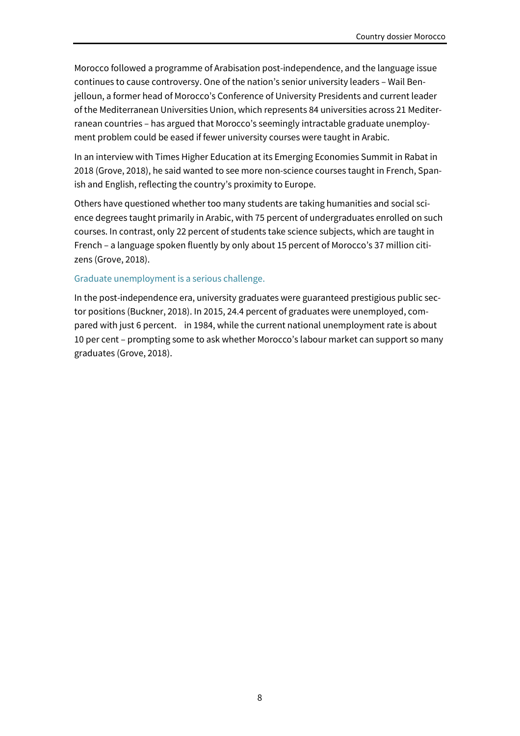Morocco followed a programme of Arabisation post-independence, and the language issue continues to cause controversy. One of the nation's senior university leaders – Wail Benjelloun, a former head of Morocco's Conference of University Presidents and current leader of the Mediterranean Universities Union, which represents 84 universities across 21 Mediterranean countries – has argued that Morocco's seemingly intractable graduate unemployment problem could be eased if fewer university courses were taught in Arabic.

In an interview with Times Higher Education at its Emerging Economies Summit in Rabat in 2018 (Grove, 2018), he said wanted to see more non-science courses taught in French, Spanish and English, reflecting the country's proximity to Europe.

Others have questioned whether too many students are taking humanities and social science degrees taught primarily in Arabic, with 75 percent of undergraduates enrolled on such courses. In contrast, only 22 percent of students take science subjects, which are taught in French – a language spoken fluently by only about 15 percent of Morocco's 37 million citizens (Grove, 2018).

### Graduate unemployment is a serious challenge.

In the post-independence era, university graduates were guaranteed prestigious public sector positions (Buckner, 2018). In 2015, 24.4 percent of graduates were unemployed, compared with just 6 percent. in 1984, while the current national unemployment rate is about 10 per cent – prompting some to ask whether Morocco's labour market can support so many graduates (Grove, 2018).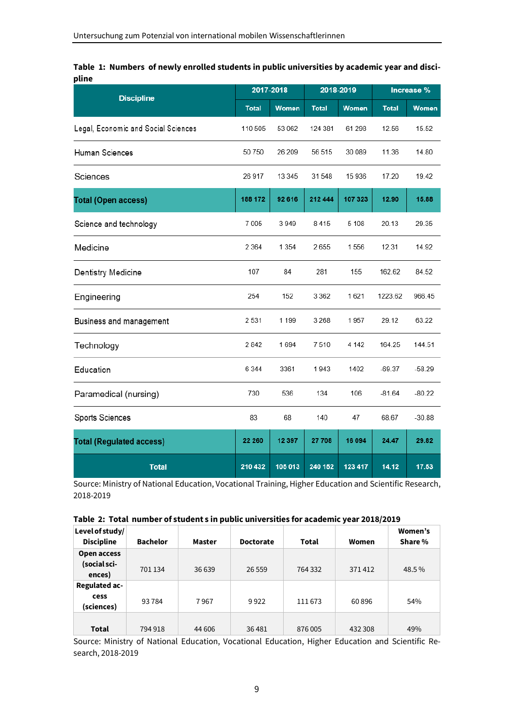**Table 1: Numbers of newly enrolled students in public universities by academic year and discipline**

| Discipline | 2017-2018 | | 2018-2019 | | Increase % | |
|---|---|---|---|---|---|---|
| | Total | Women | Total | Women | Total | Women |
| Legal, Economic and Social Sciences | 110 505 | 53 062 | 124 381 | 61 298 | 12.56 | 15.52 |
| Human Sciences | 50 750 | 26 209 | 56 515 | 30 089 | 11.36 | 14.80 |
| Sciences | 26 917 | 13 345 | 31 548 | 15 936 | 17.20 | 19.42 |
| **Total (Open access)** | **188 172** | **92 616** | **212 444** | **107 323** | **12.90** | **15.88** |
| Science and technology | 7 005 | 3 949 | 8 415 | 5 108 | 20.13 | 29.35 |
| Medicine | 2 364 | 1 354 | 2 655 | 1 556 | 12.31 | 14.92 |
| Dentistry Medicine | 107 | 84 | 281 | 155 | 162.62 | 84.52 |
| Engineering | 254 | 152 | 3 362 | 1 621 | 1223.62 | 966.45 |
| Business and management | 2 531 | 1 199 | 3 268 | 1 957 | 29.12 | 63.22 |
| Technology | 2 842 | 1 694 | 7 510 | 4 142 | 164.25 | 144.51 |
| Education | 6 344 | 3361 | 1 943 | 1402 | -69.37 | -58.29 |
| Paramedical (nursing) | 730 | 536 | 134 | 106 | -81.64 | -80.22 |
| Sports Sciences | 83 | 68 | 140 | 47 | 68.67 | -30.88 |
| **Total (Regulated access)** | **22 260** | **12 397** | **27 708** | **16 094** | **24.47** | **29.82** |
| **Total** | **210 432** | **105 013** | **240 152** | **123 417** | **14.12** | **17.53** |

Source: Ministry of National Education, Vocational Training, Higher Education and Scientific Research, 2018-2019

**Table 2: Total number of student s in public universities for academic year 2018/2019**

| Level of study/ Discipline | Bachelor | Master | Doctorate | Total | Women | Women's Share % |
|---|---|---|---|---|---|---|
| **Open access (social sciences)** | 701 134 | 36 639 | 26 559 | 764 332 | 371 412 | 48.5 % |
| **Regulated access (sciences)** | 93 784 | 7 967 | 9 922 | 111 673 | 60 896 | 54% |
| **Total** | 794 918 | 44 606 | 36 481 | 876 005 | 432 308 | 49% |

Source: Ministry of National Education, Vocational Education, Higher Education and Scientific Research, 2018-2019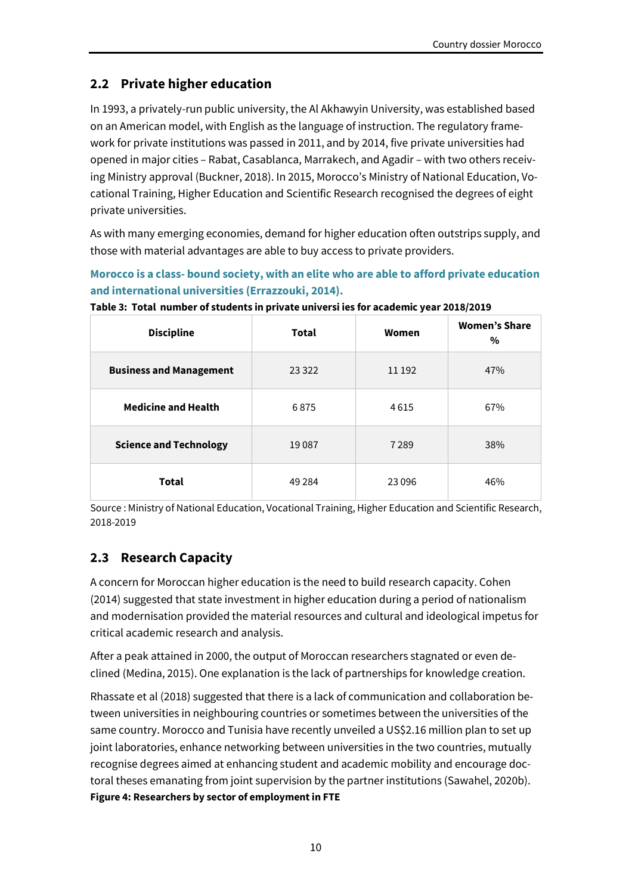## 2.2 Private higher education

In 1993, a privately-run public university, the Al Akhawyin University, was established based on an American model, with English as the language of instruction. The regulatory framework for private institutions was passed in 2011, and by 2014, five private universities had opened in major cities – Rabat, Casablanca, Marrakech, and Agadir – with two others receiving Ministry approval (Buckner, 2018). In 2015, Morocco's Ministry of National Education, Vocational Training, Higher Education and Scientific Research recognised the degrees of eight private universities.

As with many emerging economies, demand for higher education often outstrips supply, and those with material advantages are able to buy access to private providers.

**Morocco is a class- bound society, with an elite who are able to afford private education and international universities (Errazzouki, 2014).**

**Table 3: Total number of students in private universi ies for academic year 2018/2019**

| Discipline | Total | Women | Women's Share % |
| --- | --- | --- | --- |
| **Business and Management** | 23 322 | 11 192 | 47% |
| **Medicine and Health** | 6 875 | 4 615 | 67% |
| **Science and Technology** | 19 087 | 7 289 | 38% |
| **Total** | 49 284 | 23 096 | 46% |

Source : Ministry of National Education, Vocational Training, Higher Education and Scientific Research, 2018-2019

## 2.3 Research Capacity

A concern for Moroccan higher education is the need to build research capacity. Cohen (2014) suggested that state investment in higher education during a period of nationalism and modernisation provided the material resources and cultural and ideological impetus for critical academic research and analysis.

After a peak attained in 2000, the output of Moroccan researchers stagnated or even declined (Medina, 2015). One explanation is the lack of partnerships for knowledge creation.

Rhassate et al (2018) suggested that there is a lack of communication and collaboration between universities in neighbouring countries or sometimes between the universities of the same country. Morocco and Tunisia have recently unveiled a US$2.16 million plan to set up joint laboratories, enhance networking between universities in the two countries, mutually recognise degrees aimed at enhancing student and academic mobility and encourage doctoral theses emanating from joint supervision by the partner institutions (Sawahel, 2020b).

**Figure 4: Researchers by sector of employment in FTE**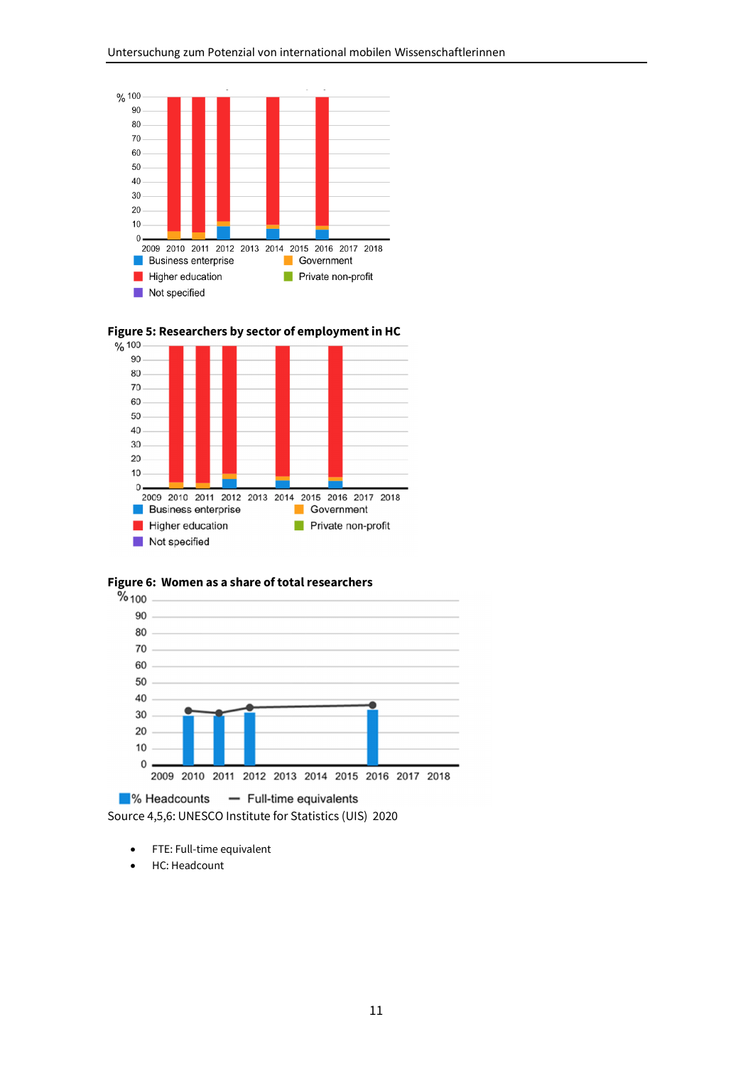% 100
90
80
70
60
50
40
30
20
10
0

2009 2010 2011 2012 2013 2014 2015 2016 2017 2018

Business enterprise — Government — Higher education — Private non-profit — Not specified

**Figure 5: Researchers by sector of employment in HC**

% 100
90
80
70
60
50
40
30
20
10
0

2009 2010 2011 2012 2013 2014 2015 2016 2017 2018

Business enterprise — Government — Higher education — Private non-profit — Not specified

**Figure 6: Women as a share of total researchers**

% 100
90
80
70
60
50
40
30
20
10
0

2009 2010 2011 2012 2013 2014 2015 2016 2017 2018

% Headcounts — Full-time equivalents

Source 4,5,6: UNESCO Institute for Statistics (UIS) 2020

- FTE: Full-time equivalent
- HC: Headcount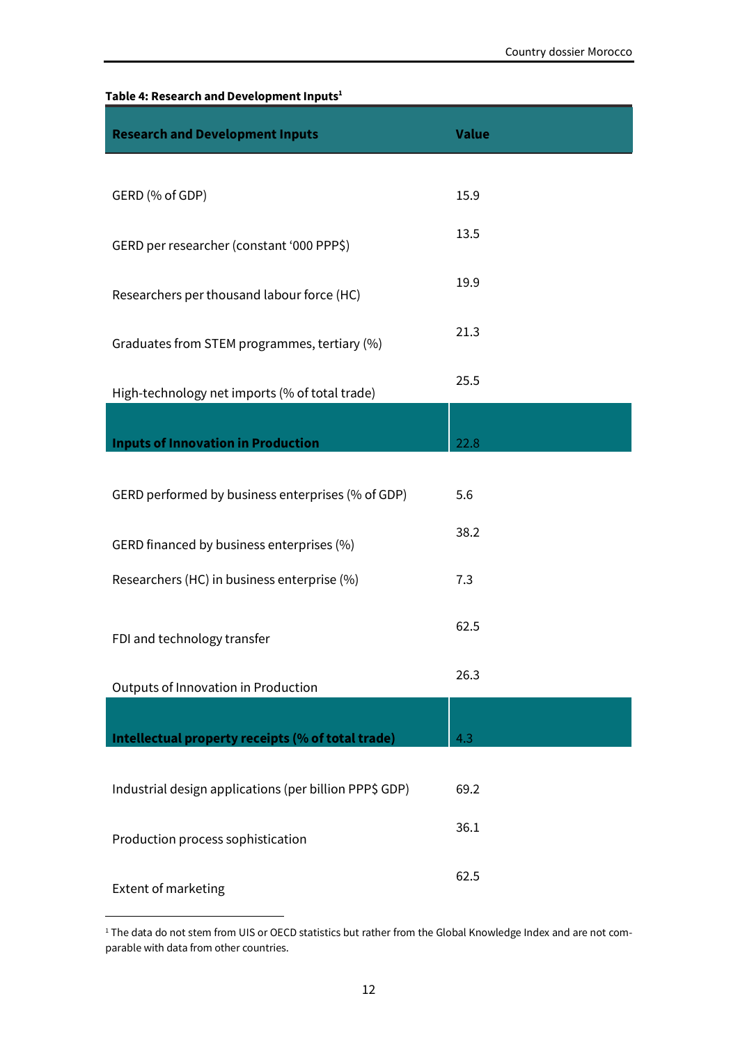**Table 4: Research and Development Inputs**[1]

| Research and Development Inputs | Value |
| --- | --- |
| GERD (% of GDP) | 15.9 |
| GERD per researcher (constant '000 PPP$) | 13.5 |
| Researchers per thousand labour force (HC) | 19.9 |
| Graduates from STEM programmes, tertiary (%) | 21.3 |
| High-technology net imports (% of total trade) | 25.5 |
| **Inputs of Innovation in Production** | 22.8 |
| GERD performed by business enterprises (% of GDP) | 5.6 |
| GERD financed by business enterprises (%) | 38.2 |
| Researchers (HC) in business enterprise (%) | 7.3 |
| FDI and technology transfer | 62.5 |
| Outputs of Innovation in Production | 26.3 |
| **Intellectual property receipts (% of total trade)** | 4.3 |
| Industrial design applications (per billion PPP$ GDP) | 69.2 |
| Production process sophistication | 36.1 |
| Extent of marketing | 62.5 |

[1] The data do not stem from UIS or OECD statistics but rather from the Global Knowledge Index and are not comparable with data from other countries.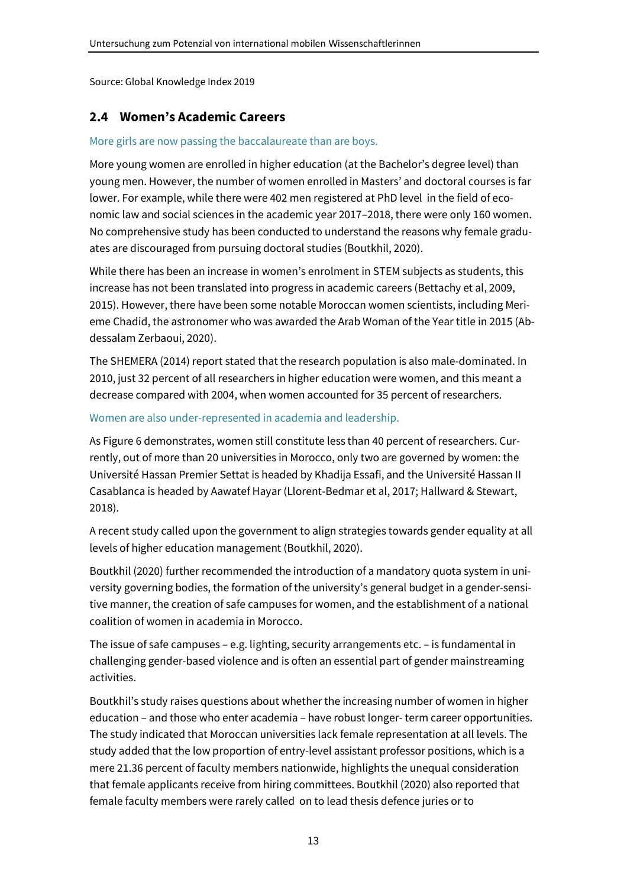Source: Global Knowledge Index 2019

## 2.4 Women's Academic Careers

More girls are now passing the baccalaureate than are boys.

More young women are enrolled in higher education (at the Bachelor's degree level) than young men. However, the number of women enrolled in Masters' and doctoral courses is far lower. For example, while there were 402 men registered at PhD level in the field of economic law and social sciences in the academic year 2017–2018, there were only 160 women. No comprehensive study has been conducted to understand the reasons why female graduates are discouraged from pursuing doctoral studies (Boutkhil, 2020).

While there has been an increase in women's enrolment in STEM subjects as students, this increase has not been translated into progress in academic careers (Bettachy et al, 2009, 2015). However, there have been some notable Moroccan women scientists, including Merieme Chadid, the astronomer who was awarded the Arab Woman of the Year title in 2015 (Abdessalam Zerbaoui, 2020).

The SHEMERA (2014) report stated that the research population is also male-dominated. In 2010, just 32 percent of all researchers in higher education were women, and this meant a decrease compared with 2004, when women accounted for 35 percent of researchers.

Women are also under-represented in academia and leadership.

As Figure 6 demonstrates, women still constitute less than 40 percent of researchers. Currently, out of more than 20 universities in Morocco, only two are governed by women: the Université Hassan Premier Settat is headed by Khadija Essafi, and the Université Hassan II Casablanca is headed by Aawatef Hayar (Llorent-Bedmar et al, 2017; Hallward & Stewart, 2018).

A recent study called upon the government to align strategies towards gender equality at all levels of higher education management (Boutkhil, 2020).

Boutkhil (2020) further recommended the introduction of a mandatory quota system in university governing bodies, the formation of the university's general budget in a gender-sensitive manner, the creation of safe campuses for women, and the establishment of a national coalition of women in academia in Morocco.

The issue of safe campuses – e.g. lighting, security arrangements etc. – is fundamental in challenging gender-based violence and is often an essential part of gender mainstreaming activities.

Boutkhil's study raises questions about whether the increasing number of women in higher education – and those who enter academia – have robust longer- term career opportunities. The study indicated that Moroccan universities lack female representation at all levels. The study added that the low proportion of entry-level assistant professor positions, which is a mere 21.36 percent of faculty members nationwide, highlights the unequal consideration that female applicants receive from hiring committees. Boutkhil (2020) also reported that female faculty members were rarely called on to lead thesis defence juries or to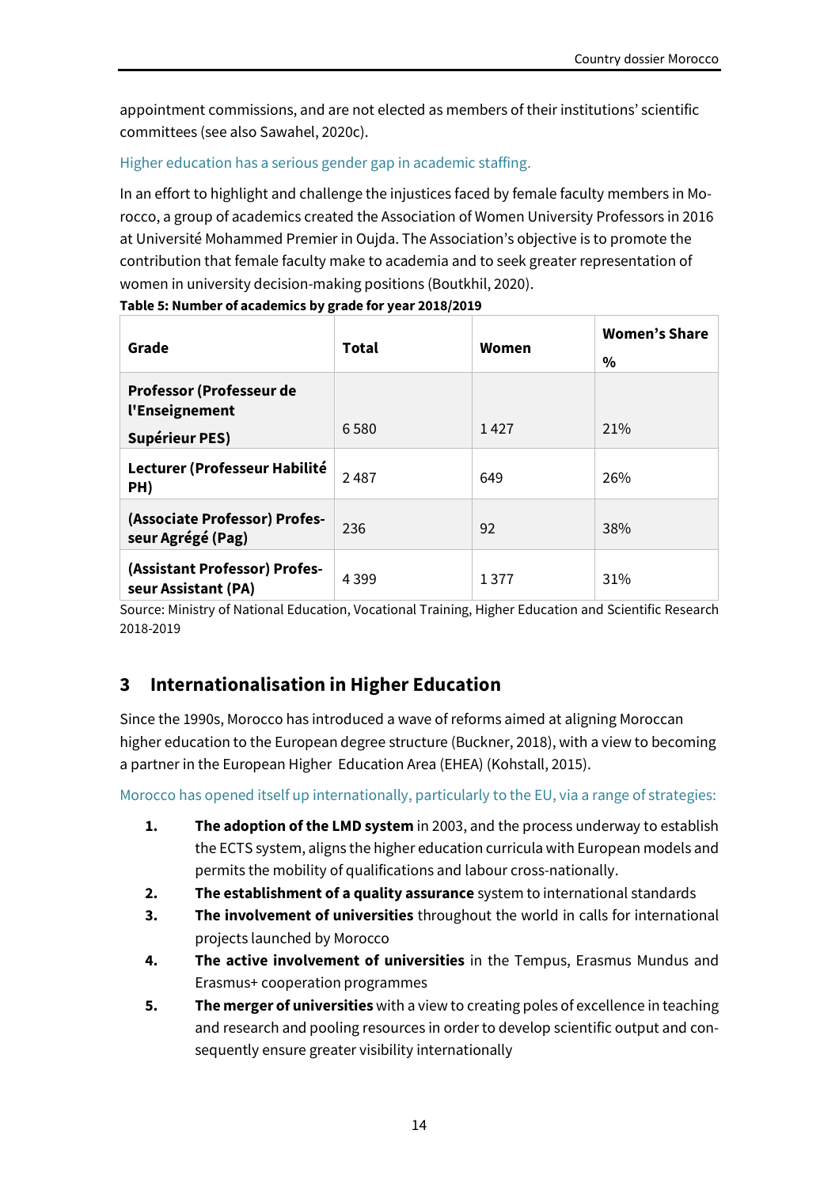appointment commissions, and are not elected as members of their institutions' scientific committees (see also Sawahel, 2020c).

Higher education has a serious gender gap in academic staffing.

In an effort to highlight and challenge the injustices faced by female faculty members in Morocco, a group of academics created the Association of Women University Professors in 2016 at Université Mohammed Premier in Oujda. The Association's objective is to promote the contribution that female faculty make to academia and to seek greater representation of women in university decision-making positions (Boutkhil, 2020).

**Table 5: Number of academics by grade for year 2018/2019**

| Grade | Total | Women | Women's Share % |
|---|---|---|---|
| **Professor (Professeur de l'Enseignement Supérieur PES)** | 6 580 | 1 427 | 21% |
| **Lecturer (Professeur Habilité PH)** | 2 487 | 649 | 26% |
| **(Associate Professor) Professeur Agrégé (Pag)** | 236 | 92 | 38% |
| **(Assistant Professor) Professeur Assistant (PA)** | 4 399 | 1 377 | 31% |

Source: Ministry of National Education, Vocational Training, Higher Education and Scientific Research 2018-2019

## 3 Internationalisation in Higher Education

Since the 1990s, Morocco has introduced a wave of reforms aimed at aligning Moroccan higher education to the European degree structure (Buckner, 2018), with a view to becoming a partner in the European Higher Education Area (EHEA) (Kohstall, 2015).

Morocco has opened itself up internationally, particularly to the EU, via a range of strategies:

1. **The adoption of the LMD system** in 2003, and the process underway to establish the ECTS system, aligns the higher education curricula with European models and permits the mobility of qualifications and labour cross-nationally.
2. **The establishment of a quality assurance** system to international standards
3. **The involvement of universities** throughout the world in calls for international projects launched by Morocco
4. **The active involvement of universities** in the Tempus, Erasmus Mundus and Erasmus+ cooperation programmes
5. **The merger of universities** with a view to creating poles of excellence in teaching and research and pooling resources in order to develop scientific output and consequently ensure greater visibility internationally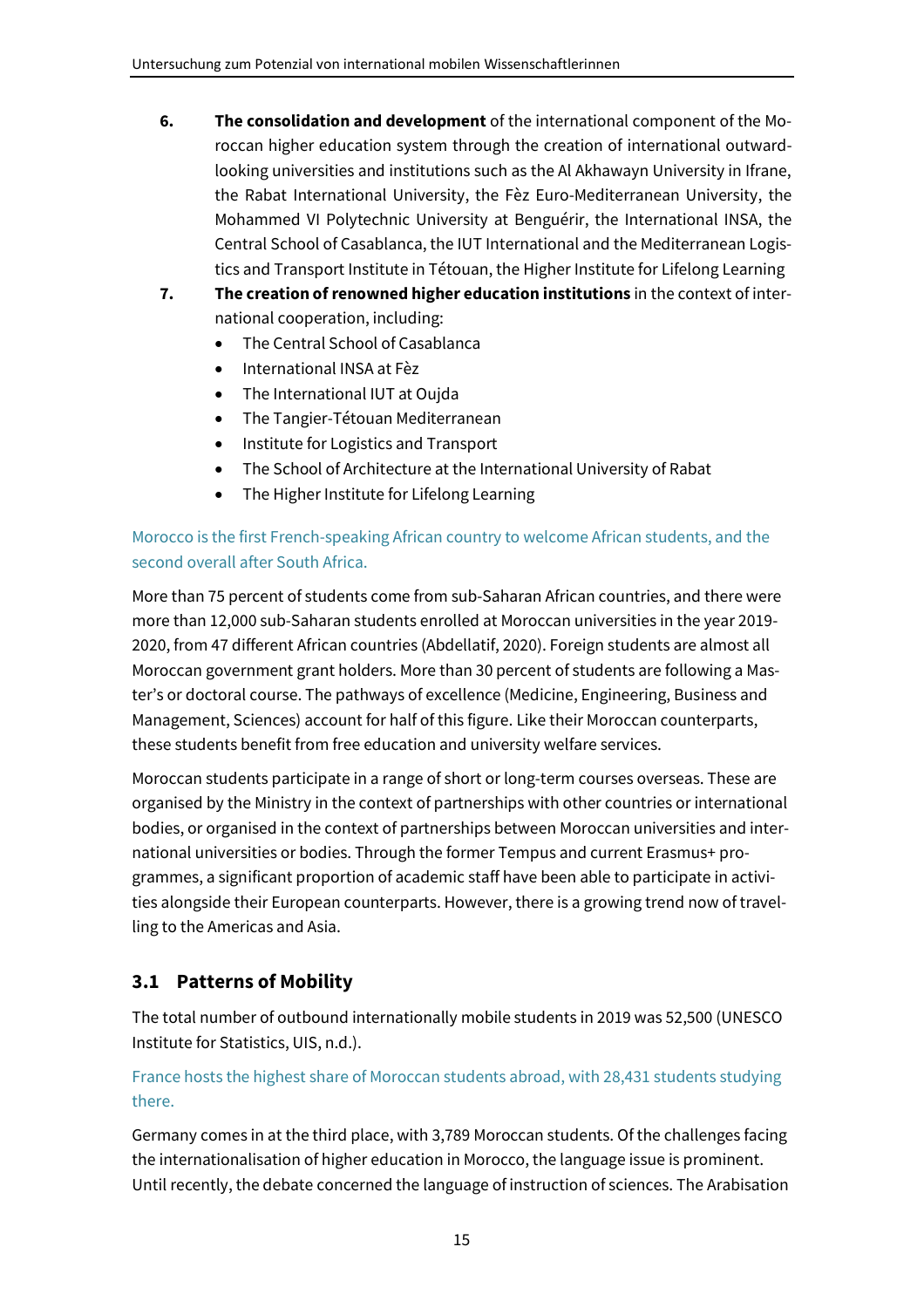6. **The consolidation and development** of the international component of the Moroccan higher education system through the creation of international outward-looking universities and institutions such as the Al Akhawayn University in Ifrane, the Rabat International University, the Fèz Euro-Mediterranean University, the Mohammed VI Polytechnic University at Benguérir, the International INSA, the Central School of Casablanca, the IUT International and the Mediterranean Logistics and Transport Institute in Tétouan, the Higher Institute for Lifelong Learning
7. **The creation of renowned higher education institutions** in the context of international cooperation, including:
   - The Central School of Casablanca
   - International INSA at Fèz
   - The International IUT at Oujda
   - The Tangier-Tétouan Mediterranean
   - Institute for Logistics and Transport
   - The School of Architecture at the International University of Rabat
   - The Higher Institute for Lifelong Learning

Morocco is the first French-speaking African country to welcome African students, and the second overall after South Africa.

More than 75 percent of students come from sub-Saharan African countries, and there were more than 12,000 sub-Saharan students enrolled at Moroccan universities in the year 2019-2020, from 47 different African countries (Abdellatif, 2020). Foreign students are almost all Moroccan government grant holders. More than 30 percent of students are following a Master's or doctoral course. The pathways of excellence (Medicine, Engineering, Business and Management, Sciences) account for half of this figure. Like their Moroccan counterparts, these students benefit from free education and university welfare services.

Moroccan students participate in a range of short or long-term courses overseas. These are organised by the Ministry in the context of partnerships with other countries or international bodies, or organised in the context of partnerships between Moroccan universities and international universities or bodies. Through the former Tempus and current Erasmus+ programmes, a significant proportion of academic staff have been able to participate in activities alongside their European counterparts. However, there is a growing trend now of travelling to the Americas and Asia.

## 3.1 Patterns of Mobility

The total number of outbound internationally mobile students in 2019 was 52,500 (UNESCO Institute for Statistics, UIS, n.d.).

France hosts the highest share of Moroccan students abroad, with 28,431 students studying there.

Germany comes in at the third place, with 3,789 Moroccan students. Of the challenges facing the internationalisation of higher education in Morocco, the language issue is prominent. Until recently, the debate concerned the language of instruction of sciences. The Arabisation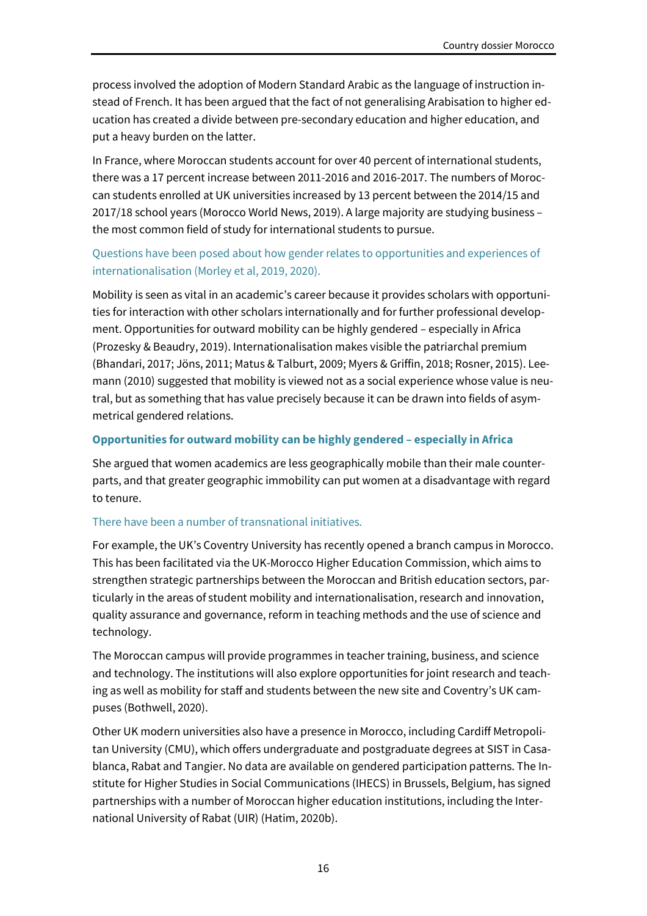process involved the adoption of Modern Standard Arabic as the language of instruction instead of French. It has been argued that the fact of not generalising Arabisation to higher education has created a divide between pre-secondary education and higher education, and put a heavy burden on the latter.

In France, where Moroccan students account for over 40 percent of international students, there was a 17 percent increase between 2011-2016 and 2016-2017. The numbers of Moroccan students enrolled at UK universities increased by 13 percent between the 2014/15 and 2017/18 school years (Morocco World News, 2019). A large majority are studying business – the most common field of study for international students to pursue.

Questions have been posed about how gender relates to opportunities and experiences of internationalisation (Morley et al, 2019, 2020).

Mobility is seen as vital in an academic's career because it provides scholars with opportunities for interaction with other scholars internationally and for further professional development. Opportunities for outward mobility can be highly gendered – especially in Africa (Prozesky & Beaudry, 2019). Internationalisation makes visible the patriarchal premium (Bhandari, 2017; Jöns, 2011; Matus & Talburt, 2009; Myers & Griffin, 2018; Rosner, 2015). Leemann (2010) suggested that mobility is viewed not as a social experience whose value is neutral, but as something that has value precisely because it can be drawn into fields of asymmetrical gendered relations.

**Opportunities for outward mobility can be highly gendered – especially in Africa**

She argued that women academics are less geographically mobile than their male counterparts, and that greater geographic immobility can put women at a disadvantage with regard to tenure.

There have been a number of transnational initiatives.

For example, the UK's Coventry University has recently opened a branch campus in Morocco. This has been facilitated via the UK-Morocco Higher Education Commission, which aims to strengthen strategic partnerships between the Moroccan and British education sectors, particularly in the areas of student mobility and internationalisation, research and innovation, quality assurance and governance, reform in teaching methods and the use of science and technology.

The Moroccan campus will provide programmes in teacher training, business, and science and technology. The institutions will also explore opportunities for joint research and teaching as well as mobility for staff and students between the new site and Coventry's UK campuses (Bothwell, 2020).

Other UK modern universities also have a presence in Morocco, including Cardiff Metropolitan University (CMU), which offers undergraduate and postgraduate degrees at SIST in Casablanca, Rabat and Tangier. No data are available on gendered participation patterns. The Institute for Higher Studies in Social Communications (IHECS) in Brussels, Belgium, has signed partnerships with a number of Moroccan higher education institutions, including the International University of Rabat (UIR) (Hatim, 2020b).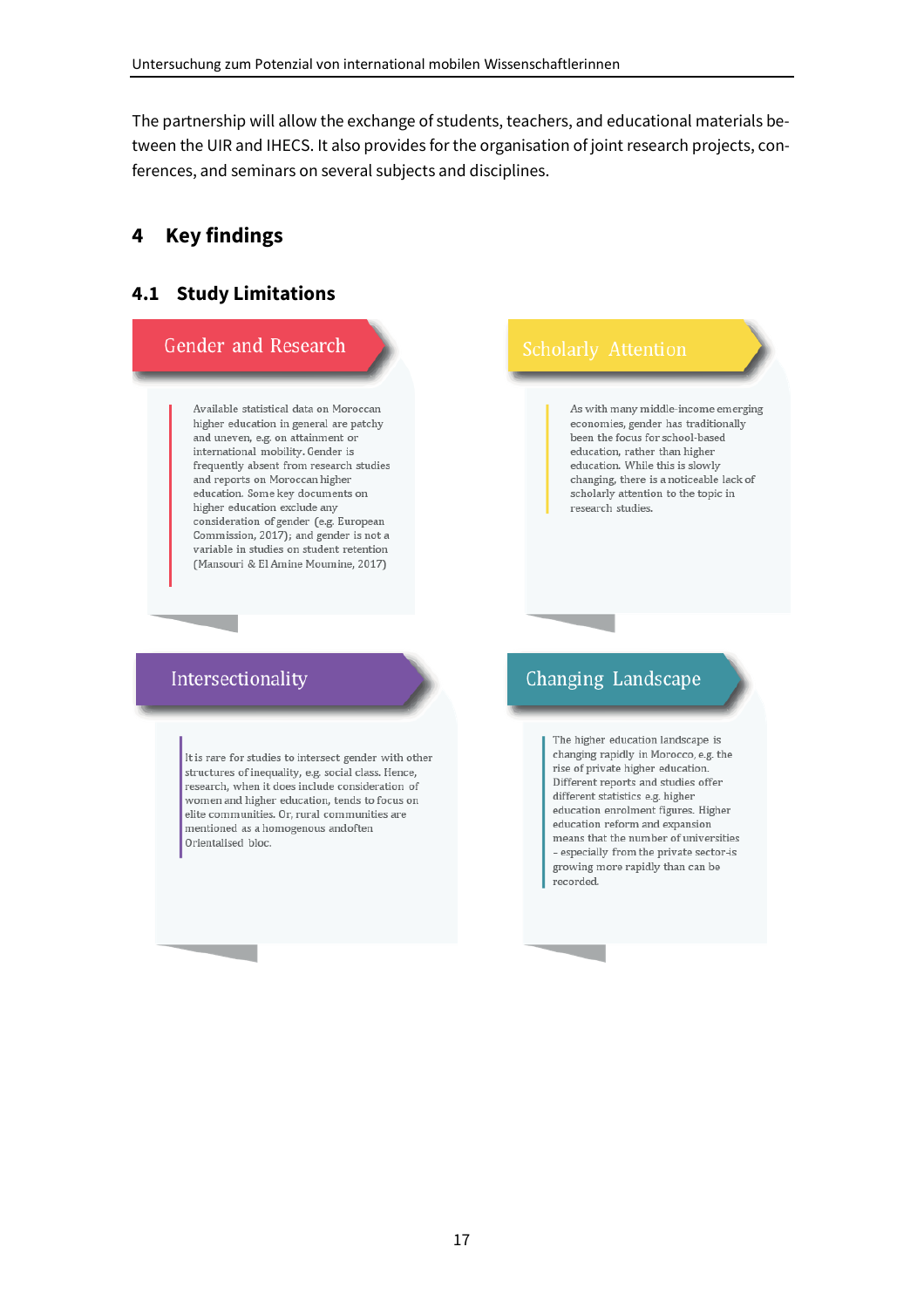The partnership will allow the exchange of students, teachers, and educational materials between the UIR and IHECS. It also provides for the organisation of joint research projects, conferences, and seminars on several subjects and disciplines.

# 4 Key findings

## 4.1 Study Limitations

### Gender and Research

Available statistical data on Moroccan higher education in general are patchy and uneven, e.g. on attainment or international mobility. Gender is frequently absent from research studies and reports on Moroccan higher education. Some key documents on higher education exclude any consideration of gender (e.g. European Commission, 2017); and gender is not a variable in studies on student retention (Mansouri & El Amine Moumine, 2017)

### Scholarly Attention

As with many middle-income emerging economies, gender has traditionally been the focus for school-based education, rather than higher education. While this is slowly changing, there is a noticeable lack of scholarly attention to the topic in research studies.

### Intersectionality

It is rare for studies to intersect gender with other structures of inequality, e.g. social class. Hence, research, when it does include consideration of women and higher education, tends to focus on elite communities. Or, rural communities are mentioned as a homogenous andoften Orientalised bloc.

### Changing Landscape

The higher education landscape is changing rapidly in Morocco, e.g. the rise of private higher education. Different reports and studies offer different statistics e.g. higher education enrolment figures. Higher education reform and expansion means that the number of universities – especially from the private sector-is growing more rapidly than can be recorded.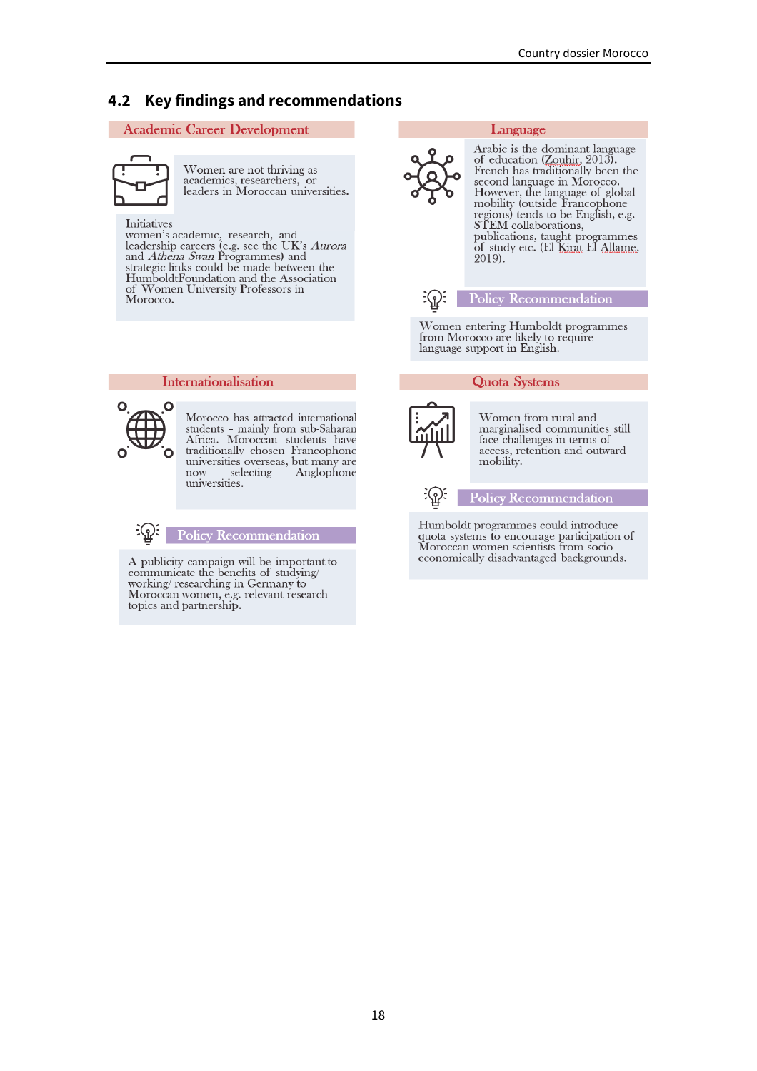## 4.2 Key findings and recommendations

### Academic Career Development

Women are not thriving as academics, researchers, or leaders in Moroccan universities.

Initiatives women's academic, research, and leadership careers (e.g. see the UK's *Aurora* and *Athena Swan* Programmes) and strategic links could be made between the HumboldtFoundation and the Association of Women University Professors in Morocco.

### Language

Arabic is the dominant language of education (Zouhir, 2013). French has traditionally been the second language in Morocco. However, the language of global mobility (outside Francophone regions) tends to be English, e.g. STEM collaborations, publications, taught programmes of study etc. (El Kirat El Allame, 2019).

**Policy Recommendation**

Women entering Humboldt programmes from Morocco are likely to require language support in English.

### Internationalisation

Morocco has attracted international students – mainly from sub-Saharan Africa. Moroccan students have traditionally chosen Francophone universities overseas, but many are now selecting Anglophone universities.

**Policy Recommendation**

A publicity campaign will be important to communicate the benefits of studying/ working/ researching in Germany to Moroccan women, e.g. relevant research topics and partnership.

### Quota Systems

Women from rural and marginalised communities still face challenges in terms of access, retention and outward mobility.

**Policy Recommendation**

Humboldt programmes could introduce quota systems to encourage participation of Moroccan women scientists from socio-economically disadvantaged backgrounds.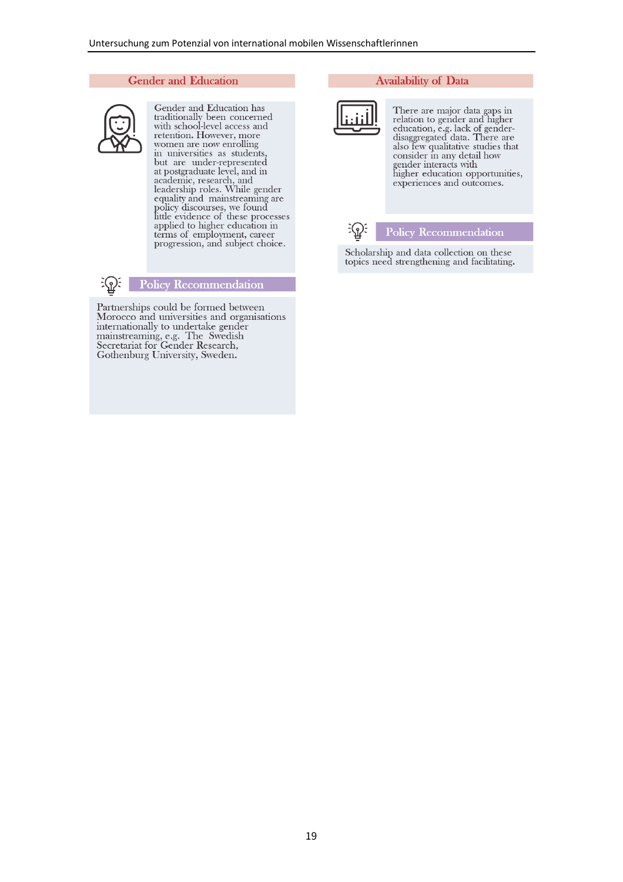## Gender and Education

Gender and Education has traditionally been concerned with school-level access and retention. However, more women are now enrolling in universities as students, but are under-represented at postgraduate level, and in academic, research, and leadership roles. While gender equality and mainstreaming are policy discourses, we found little evidence of these processes applied to higher education in terms of employment, career progression, and subject choice.

### Policy Recommendation

Partnerships could be formed between Morocco and universities and organisations internationally to undertake gender mainstreaming, e.g. The Swedish Secretariat for Gender Research, Gothenburg University, Sweden.

## Availability of Data

There are major data gaps in relation to gender and higher education, e.g. lack of gender-disaggregated data. There are also few qualitative studies that consider in any detail how gender interacts with higher education opportunities, experiences and outcomes.

### Policy Recommendation

Scholarship and data collection on these topics need strengthening and facilitating.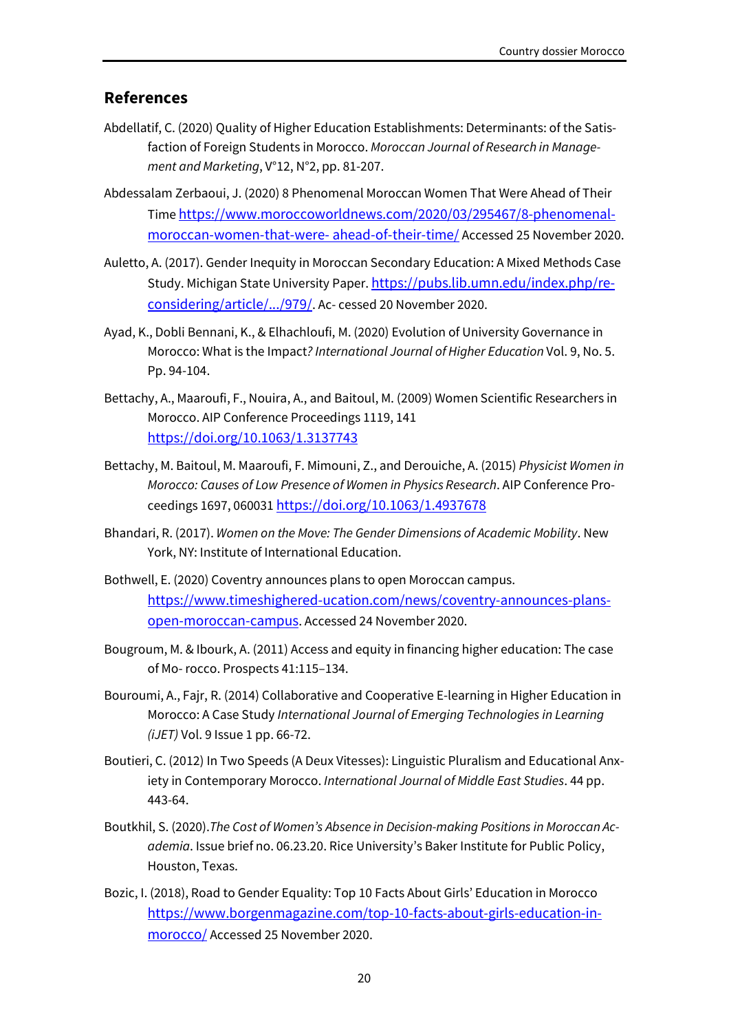## References

Abdellatif, C. (2020) Quality of Higher Education Establishments: Determinants: of the Satisfaction of Foreign Students in Morocco. *Moroccan Journal of Research in Management and Marketing*, V°12, N°2, pp. 81-207.

Abdessalam Zerbaoui, J. (2020) 8 Phenomenal Moroccan Women That Were Ahead of Their Time https://www.moroccoworldnews.com/2020/03/295467/8-phenomenal-moroccan-women-that-were- ahead-of-their-time/ Accessed 25 November 2020.

Auletto, A. (2017). Gender Inequity in Moroccan Secondary Education: A Mixed Methods Case Study. Michigan State University Paper. https://pubs.lib.umn.edu/index.php/reconsidering/article/.../979/. Ac- cessed 20 November 2020.

Ayad, K., Dobli Bennani, K., & Elhachloufi, M. (2020) Evolution of University Governance in Morocco: What is the Impact*? International Journal of Higher Education* Vol. 9, No. 5. Pp. 94-104.

Bettachy, A., Maaroufi, F., Nouira, A., and Baitoul, M. (2009) Women Scientific Researchers in Morocco. AIP Conference Proceedings 1119, 141 https://doi.org/10.1063/1.3137743

Bettachy, M. Baitoul, M. Maaroufi, F. Mimouni, Z., and Derouiche, A. (2015) *Physicist Women in Morocco: Causes of Low Presence of Women in Physics Research*. AIP Conference Proceedings 1697, 060031 https://doi.org/10.1063/1.4937678

Bhandari, R. (2017). *Women on the Move: The Gender Dimensions of Academic Mobility*. New York, NY: Institute of International Education.

Bothwell, E. (2020) Coventry announces plans to open Moroccan campus. https://www.timeshighered-ucation.com/news/coventry-announces-plans-open-moroccan-campus. Accessed 24 November 2020.

Bougroum, M. & Ibourk, A. (2011) Access and equity in financing higher education: The case of Mo- rocco. Prospects 41:115–134.

Bouroumi, A., Fajr, R. (2014) Collaborative and Cooperative E-learning in Higher Education in Morocco: A Case Study *International Journal of Emerging Technologies in Learning (iJET)* Vol. 9 Issue 1 pp. 66-72.

Boutieri, C. (2012) In Two Speeds (A Deux Vitesses): Linguistic Pluralism and Educational Anxiety in Contemporary Morocco. *International Journal of Middle East Studies*. 44 pp. 443-64.

Boutkhil, S. (2020).*The Cost of Women's Absence in Decision-making Positions in Moroccan Academia*. Issue brief no. 06.23.20. Rice University's Baker Institute for Public Policy, Houston, Texas.

Bozic, I. (2018), Road to Gender Equality: Top 10 Facts About Girls' Education in Morocco https://www.borgenmagazine.com/top-10-facts-about-girls-education-in-morocco/ Accessed 25 November 2020.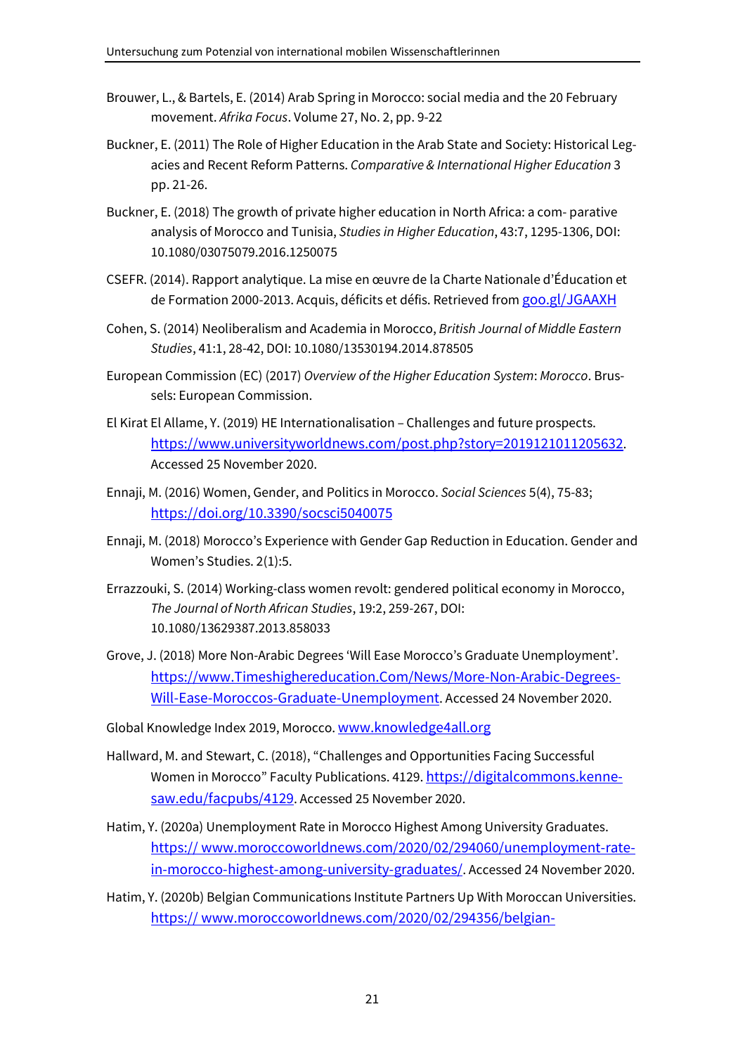Brouwer, L., & Bartels, E. (2014) Arab Spring in Morocco: social media and the 20 February movement. *Afrika Focus*. Volume 27, No. 2, pp. 9-22

Buckner, E. (2011) The Role of Higher Education in the Arab State and Society: Historical Legacies and Recent Reform Patterns. *Comparative & International Higher Education* 3 pp. 21-26.

Buckner, E. (2018) The growth of private higher education in North Africa: a com- parative analysis of Morocco and Tunisia, *Studies in Higher Education*, 43:7, 1295-1306, DOI: 10.1080/03075079.2016.1250075

CSEFR. (2014). Rapport analytique. La mise en œuvre de la Charte Nationale d'Éducation et de Formation 2000-2013. Acquis, déficits et défis. Retrieved from goo.gl/JGAAXH

Cohen, S. (2014) Neoliberalism and Academia in Morocco, *British Journal of Middle Eastern Studies*, 41:1, 28-42, DOI: 10.1080/13530194.2014.878505

European Commission (EC) (2017) *Overview of the Higher Education System*: *Morocco*. Brussels: European Commission.

El Kirat El Allame, Y. (2019) HE Internationalisation – Challenges and future prospects. https://www.universityworldnews.com/post.php?story=2019121011205632. Accessed 25 November 2020.

Ennaji, M. (2016) Women, Gender, and Politics in Morocco. *Social Sciences* 5(4), 75-83; https://doi.org/10.3390/socsci5040075

Ennaji, M. (2018) Morocco's Experience with Gender Gap Reduction in Education. Gender and Women's Studies. 2(1):5.

Errazzouki, S. (2014) Working-class women revolt: gendered political economy in Morocco, *The Journal of North African Studies*, 19:2, 259-267, DOI: 10.1080/13629387.2013.858033

Grove, J. (2018) More Non-Arabic Degrees 'Will Ease Morocco's Graduate Unemployment'. https://www.Timeshighereducation.Com/News/More-Non-Arabic-Degrees-Will-Ease-Moroccos-Graduate-Unemployment. Accessed 24 November 2020.

Global Knowledge Index 2019, Morocco. www.knowledge4all.org

Hallward, M. and Stewart, C. (2018), "Challenges and Opportunities Facing Successful Women in Morocco" Faculty Publications. 4129. https://digitalcommons.kennesaw.edu/facpubs/4129. Accessed 25 November 2020.

Hatim, Y. (2020a) Unemployment Rate in Morocco Highest Among University Graduates. https:// www.moroccoworldnews.com/2020/02/294060/unemployment-rate-in-morocco-highest-among-university-graduates/. Accessed 24 November 2020.

Hatim, Y. (2020b) Belgian Communications Institute Partners Up With Moroccan Universities. https:// www.moroccoworldnews.com/2020/02/294356/belgian-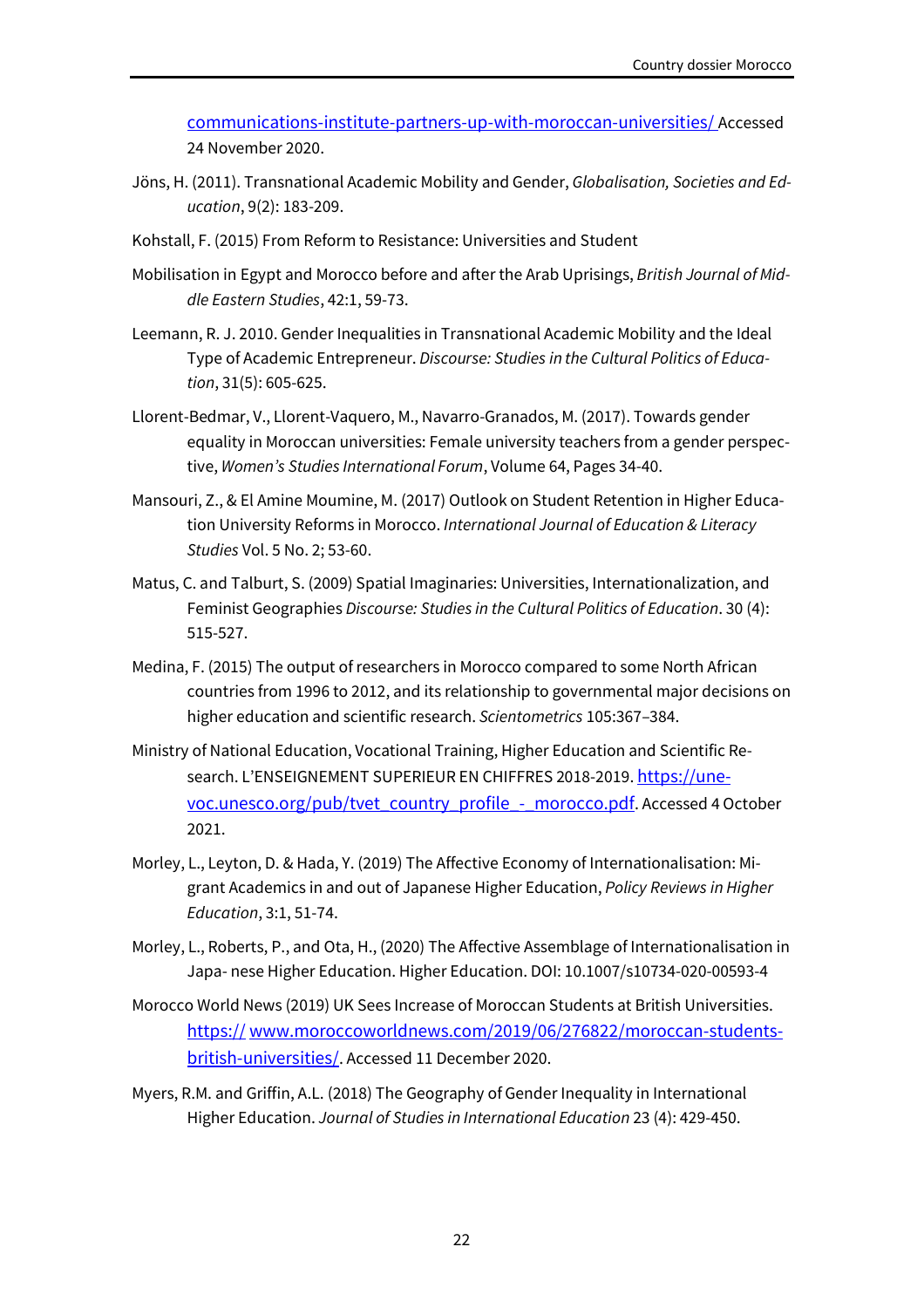communications-institute-partners-up-with-moroccan-universities/ Accessed 24 November 2020.

Jöns, H. (2011). Transnational Academic Mobility and Gender, *Globalisation, Societies and Education*, 9(2): 183-209.

Kohstall, F. (2015) From Reform to Resistance: Universities and Student

Mobilisation in Egypt and Morocco before and after the Arab Uprisings, *British Journal of Middle Eastern Studies*, 42:1, 59-73.

Leemann, R. J. 2010. Gender Inequalities in Transnational Academic Mobility and the Ideal Type of Academic Entrepreneur. *Discourse: Studies in the Cultural Politics of Education*, 31(5): 605-625.

Llorent-Bedmar, V., Llorent-Vaquero, M., Navarro-Granados, M. (2017). Towards gender equality in Moroccan universities: Female university teachers from a gender perspective, *Women's Studies International Forum*, Volume 64, Pages 34-40.

Mansouri, Z., & El Amine Moumine, M. (2017) Outlook on Student Retention in Higher Education University Reforms in Morocco. *International Journal of Education & Literacy Studies* Vol. 5 No. 2; 53-60.

Matus, C. and Talburt, S. (2009) Spatial Imaginaries: Universities, Internationalization, and Feminist Geographies *Discourse: Studies in the Cultural Politics of Education*. 30 (4): 515-527.

Medina, F. (2015) The output of researchers in Morocco compared to some North African countries from 1996 to 2012, and its relationship to governmental major decisions on higher education and scientific research. *Scientometrics* 105:367–384.

Ministry of National Education, Vocational Training, Higher Education and Scientific Research. L'ENSEIGNEMENT SUPERIEUR EN CHIFFRES 2018-2019. https://unevoc.unesco.org/pub/tvet_country_profile_-_morocco.pdf. Accessed 4 October 2021.

Morley, L., Leyton, D. & Hada, Y. (2019) The Affective Economy of Internationalisation: Migrant Academics in and out of Japanese Higher Education, *Policy Reviews in Higher Education*, 3:1, 51-74.

Morley, L., Roberts, P., and Ota, H., (2020) The Affective Assemblage of Internationalisation in Japa- nese Higher Education. Higher Education. DOI: 10.1007/s10734-020-00593-4

Morocco World News (2019) UK Sees Increase of Moroccan Students at British Universities. https:// www.moroccoworldnews.com/2019/06/276822/moroccan-students-british-universities/. Accessed 11 December 2020.

Myers, R.M. and Griffin, A.L. (2018) The Geography of Gender Inequality in International Higher Education. *Journal of Studies in International Education* 23 (4): 429-450.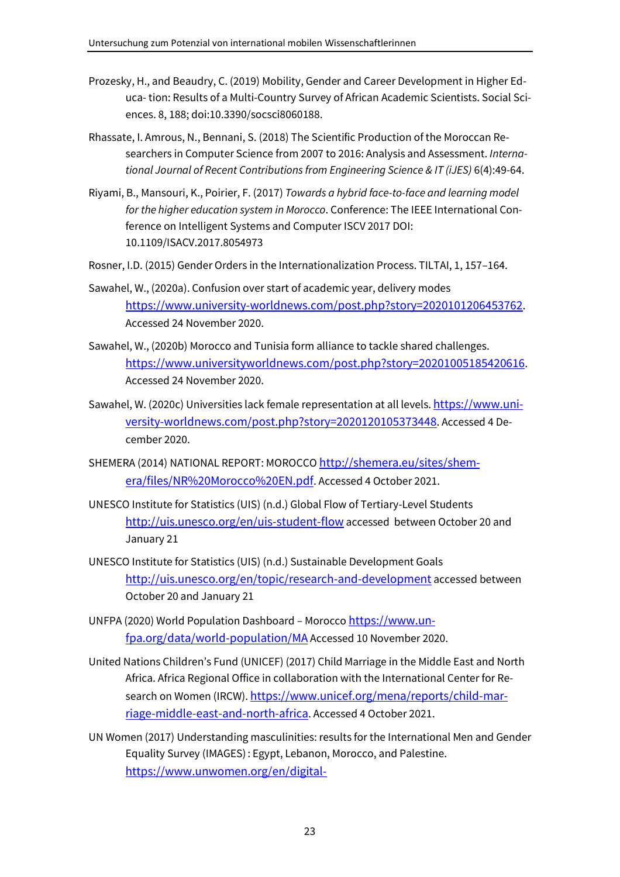Prozesky, H., and Beaudry, C. (2019) Mobility, Gender and Career Development in Higher Educa- tion: Results of a Multi-Country Survey of African Academic Scientists. Social Sciences. 8, 188; doi:10.3390/socsci8060188.

Rhassate, I. Amrous, N., Bennani, S. (2018) The Scientific Production of the Moroccan Researchers in Computer Science from 2007 to 2016: Analysis and Assessment. *International Journal of Recent Contributions from Engineering Science & IT (iJES)* 6(4):49-64.

Riyami, B., Mansouri, K., Poirier, F. (2017) *Towards a hybrid face-to-face and learning model for the higher education system in Morocco*. Conference: The IEEE International Conference on Intelligent Systems and Computer ISCV 2017 DOI: 10.1109/ISACV.2017.8054973

Rosner, I.D. (2015) Gender Orders in the Internationalization Process. TILTAI, 1, 157–164.

Sawahel, W., (2020a). Confusion over start of academic year, delivery modes https://www.university-worldnews.com/post.php?story=2020101206453762. Accessed 24 November 2020.

Sawahel, W., (2020b) Morocco and Tunisia form alliance to tackle shared challenges. https://www.universityworldnews.com/post.php?story=20201005185420616. Accessed 24 November 2020.

Sawahel, W. (2020c) Universities lack female representation at all levels. https://www.university-worldnews.com/post.php?story=2020120105373448. Accessed 4 December 2020.

SHEMERA (2014) NATIONAL REPORT: MOROCCO http://shemera.eu/sites/shemera/files/NR%20Morocco%20EN.pdf. Accessed 4 October 2021.

UNESCO Institute for Statistics (UIS) (n.d.) Global Flow of Tertiary-Level Students http://uis.unesco.org/en/uis-student-flow accessed between October 20 and January 21

UNESCO Institute for Statistics (UIS) (n.d.) Sustainable Development Goals http://uis.unesco.org/en/topic/research-and-development accessed between October 20 and January 21

UNFPA (2020) World Population Dashboard – Morocco https://www.unfpa.org/data/world-population/MA Accessed 10 November 2020.

United Nations Children's Fund (UNICEF) (2017) Child Marriage in the Middle East and North Africa. Africa Regional Office in collaboration with the International Center for Research on Women (IRCW). https://www.unicef.org/mena/reports/child-marriage-middle-east-and-north-africa. Accessed 4 October 2021.

UN Women (2017) Understanding masculinities: results for the International Men and Gender Equality Survey (IMAGES) : Egypt, Lebanon, Morocco, and Palestine. https://www.unwomen.org/en/digital-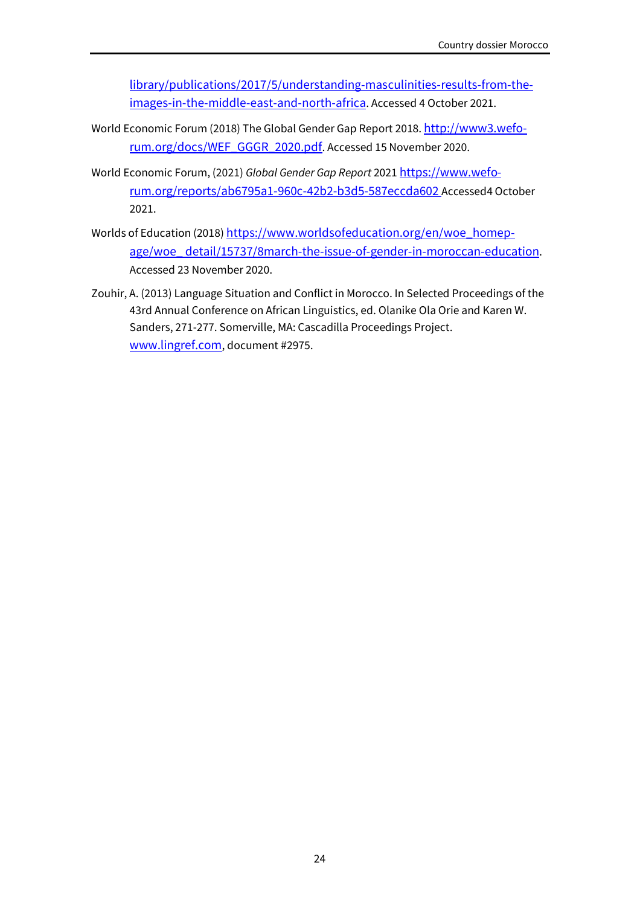library/publications/2017/5/understanding-masculinities-results-from-the-images-in-the-middle-east-and-north-africa. Accessed 4 October 2021.

World Economic Forum (2018) The Global Gender Gap Report 2018. http://www3.weforum.org/docs/WEF_GGGR_2020.pdf. Accessed 15 November 2020.

World Economic Forum, (2021) *Global Gender Gap Report* 2021 https://www.weforum.org/reports/ab6795a1-960c-42b2-b3d5-587eccda602 Accessed4 October 2021.

Worlds of Education (2018) https://www.worldsofeducation.org/en/woe_homepage/woe_detail/15737/8march-the-issue-of-gender-in-moroccan-education. Accessed 23 November 2020.

Zouhir, A. (2013) Language Situation and Conflict in Morocco. In Selected Proceedings of the 43rd Annual Conference on African Linguistics, ed. Olanike Ola Orie and Karen W. Sanders, 271-277. Somerville, MA: Cascadilla Proceedings Project. www.lingref.com, document #2975.